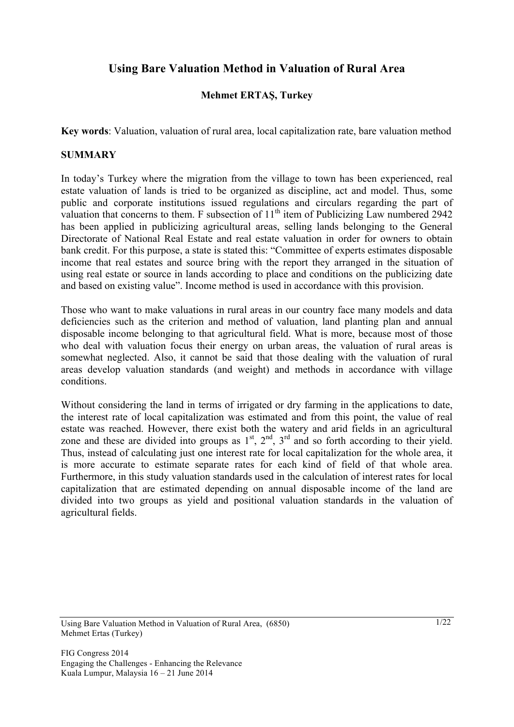# Using Bare Valuation Method in Valuation of Rural Area

**Mehmet ERTAŞ, Turkey**

**Key words**: Valuation, valuation of rural area, local capitalization rate, bare valuation method

## SUMMARY

In today's Turkey where the migration from the village to town has been experienced, real estate valuation of lands is tried to be organized as discipline, act and model. Thus, some public and corporate institutions issued regulations and circulars regarding the part of valuation that concerns to them. F subsection of 11th item of Publicizing Law numbered 2942 has been applied in publicizing agricultural areas, selling lands belonging to the General Directorate of National Real Estate and real estate valuation in order for owners to obtain bank credit. For this purpose, a state is stated this: "Committee of experts estimates disposable income that real estates and source bring with the report they arranged in the situation of using real estate or source in lands according to place and conditions on the publicizing date and based on existing value". Income method is used in accordance with this provision.

Those who want to make valuations in rural areas in our country face many models and data deficiencies such as the criterion and method of valuation, land planting plan and annual disposable income belonging to that agricultural field. What is more, because most of those who deal with valuation focus their energy on urban areas, the valuation of rural areas is somewhat neglected. Also, it cannot be said that those dealing with the valuation of rural areas develop valuation standards (and weight) and methods in accordance with village conditions.

Without considering the land in terms of irrigated or dry farming in the applications to date, the interest rate of local capitalization was estimated and from this point, the value of real estate was reached. However, there exist both the watery and arid fields in an agricultural zone and these are divided into groups as 1st, 2nd, 3rd and so forth according to their yield. Thus, instead of calculating just one interest rate for local capitalization for the whole area, it is more accurate to estimate separate rates for each kind of field of that whole area. Furthermore, in this study valuation standards used in the calculation of interest rates for local capitalization that are estimated depending on annual disposable income of the land are divided into two groups as yield and positional valuation standards in the valuation of agricultural fields.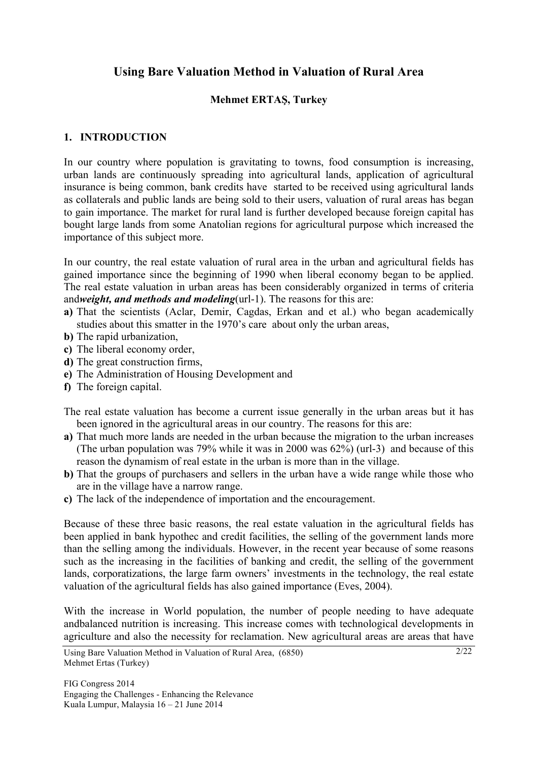# Using Bare Valuation Method in Valuation of Rural Area

**Mehmet ERTAŞ, Turkey**

## 1. INTRODUCTION

In our country where population is gravitating to towns, food consumption is increasing, urban lands are continuously spreading into agricultural lands, application of agricultural insurance is being common, bank credits have started to be received using agricultural lands as collaterals and public lands are being sold to their users, valuation of rural areas has began to gain importance. The market for rural land is further developed because foreign capital has bought large lands from some Anatolian regions for agricultural purpose which increased the importance of this subject more.

In our country, the real estate valuation of rural area in the urban and agricultural fields has gained importance since the beginning of 1990 when liberal economy began to be applied. The real estate valuation in urban areas has been considerably organized in terms of criteria and***weight, and methods and modeling***(url-1). The reasons for this are:

- **a)** That the scientists (Aclar, Demir, Cagdas, Erkan and et al.) who began academically studies about this smatter in the 1970's care about only the urban areas,
- **b)** The rapid urbanization,
- **c)** The liberal economy order,
- **d)** The great construction firms,
- **e)** The Administration of Housing Development and
- **f)** The foreign capital.

The real estate valuation has become a current issue generally in the urban areas but it has been ignored in the agricultural areas in our country. The reasons for this are:

- **a)** That much more lands are needed in the urban because the migration to the urban increases (The urban population was 79% while it was in 2000 was 62%) (url-3) and because of this reason the dynamism of real estate in the urban is more than in the village.
- **b)** That the groups of purchasers and sellers in the urban have a wide range while those who are in the village have a narrow range.
- **c)** The lack of the independence of importation and the encouragement.

Because of these three basic reasons, the real estate valuation in the agricultural fields has been applied in bank hypothec and credit facilities, the selling of the government lands more than the selling among the individuals. However, in the recent year because of some reasons such as the increasing in the facilities of banking and credit, the selling of the government lands, corporatizations, the large farm owners' investments in the technology, the real estate valuation of the agricultural fields has also gained importance (Eves, 2004).

With the increase in World population, the number of people needing to have adequate andbalanced nutrition is increasing. This increase comes with technological developments in agriculture and also the necessity for reclamation. New agricultural areas are areas that have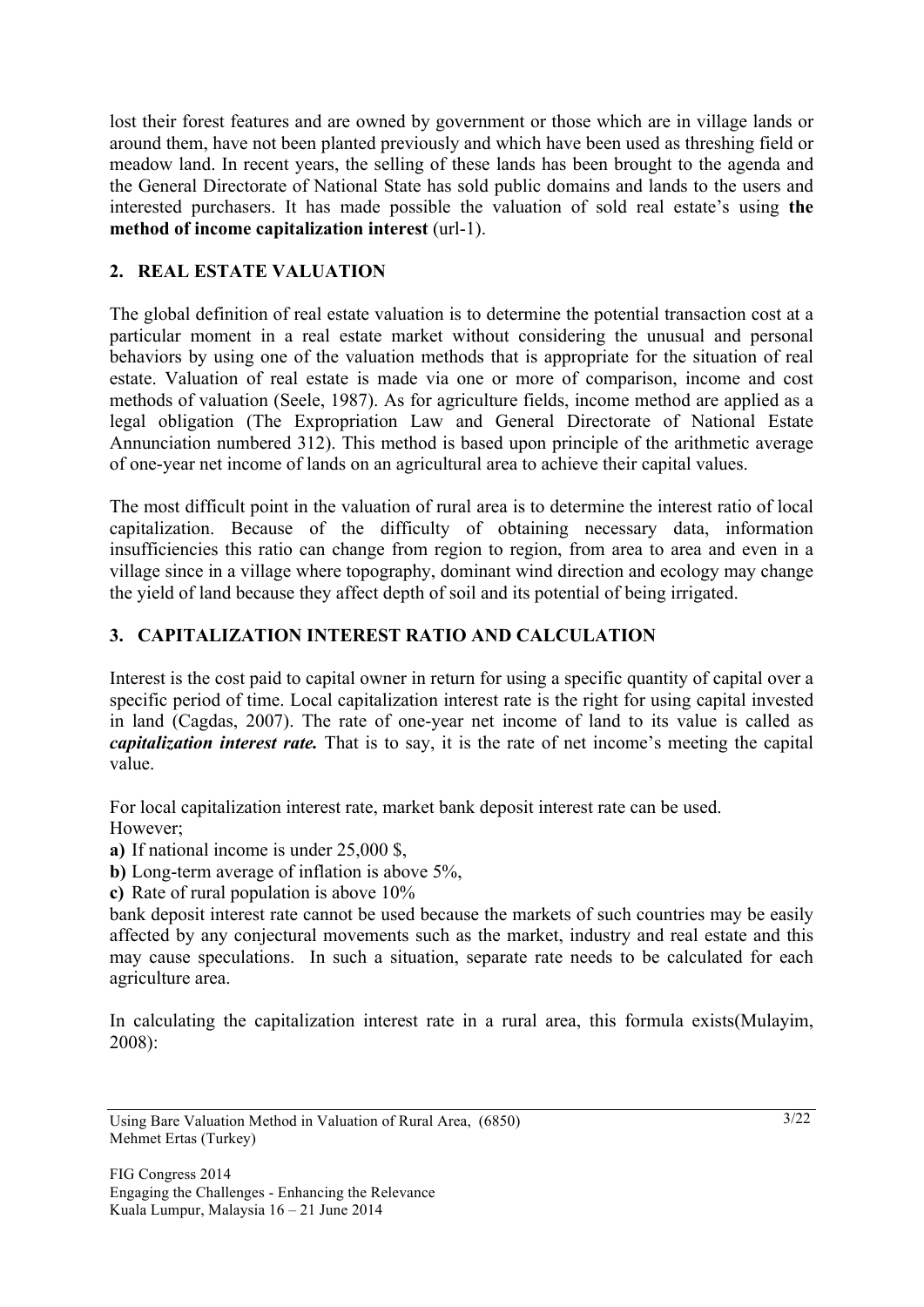lost their forest features and are owned by government or those which are in village lands or around them, have not been planted previously and which have been used as threshing field or meadow land. In recent years, the selling of these lands has been brought to the agenda and the General Directorate of National State has sold public domains and lands to the users and interested purchasers. It has made possible the valuation of sold real estate's using **the method of income capitalization interest** (url-1).

## 2. REAL ESTATE VALUATION

The global definition of real estate valuation is to determine the potential transaction cost at a particular moment in a real estate market without considering the unusual and personal behaviors by using one of the valuation methods that is appropriate for the situation of real estate. Valuation of real estate is made via one or more of comparison, income and cost methods of valuation (Seele, 1987). As for agriculture fields, income method are applied as a legal obligation (The Expropriation Law and General Directorate of National Estate Annunciation numbered 312). This method is based upon principle of the arithmetic average of one-year net income of lands on an agricultural area to achieve their capital values.

The most difficult point in the valuation of rural area is to determine the interest ratio of local capitalization. Because of the difficulty of obtaining necessary data, information insufficiencies this ratio can change from region to region, from area to area and even in a village since in a village where topography, dominant wind direction and ecology may change the yield of land because they affect depth of soil and its potential of being irrigated.

## 3. CAPITALIZATION INTEREST RATIO AND CALCULATION

Interest is the cost paid to capital owner in return for using a specific quantity of capital over a specific period of time. Local capitalization interest rate is the right for using capital invested in land (Cagdas, 2007). The rate of one-year net income of land to its value is called as ***capitalization interest rate.*** That is to say, it is the rate of net income's meeting the capital value.

For local capitalization interest rate, market bank deposit interest rate can be used.
However;

**a)** If national income is under 25,000 $,
**b)** Long-term average of inflation is above 5%,
**c)** Rate of rural population is above 10%

bank deposit interest rate cannot be used because the markets of such countries may be easily affected by any conjectural movements such as the market, industry and real estate and this may cause speculations. In such a situation, separate rate needs to be calculated for each agriculture area.

In calculating the capitalization interest rate in a rural area, this formula exists(Mulayim, 2008):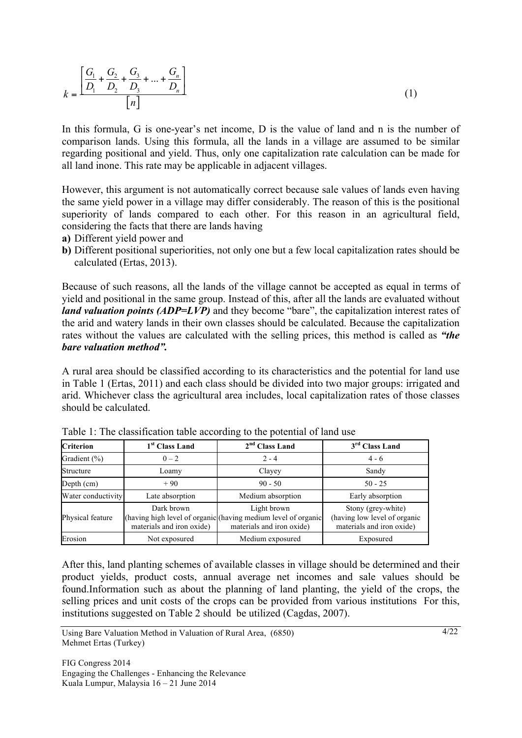$$k = \frac{\left[ \frac{G_1}{D_1} + \frac{G_2}{D_2} + \frac{G_3}{D_3} + \ldots + \frac{G_n}{D_n} \right]}{[n]} \tag{1}$$

In this formula, G is one-year's net income, D is the value of land and n is the number of comparison lands. Using this formula, all the lands in a village are assumed to be similar regarding positional and yield. Thus, only one capitalization rate calculation can be made for all land inone. This rate may be applicable in adjacent villages.

However, this argument is not automatically correct because sale values of lands even having the same yield power in a village may differ considerably. The reason of this is the positional superiority of lands compared to each other. For this reason in an agricultural field, considering the facts that there are lands having

**a)** Different yield power and
**b)** Different positional superiorities, not only one but a few local capitalization rates should be calculated (Ertas, 2013).

Because of such reasons, all the lands of the village cannot be accepted as equal in terms of yield and positional in the same group. Instead of this, after all the lands are evaluated without ***land valuation points (ADP=LVP)*** and they become "bare", the capitalization interest rates of the arid and watery lands in their own classes should be calculated. Because the capitalization rates without the values are calculated with the selling prices, this method is called as ***"the bare valuation method".***

A rural area should be classified according to its characteristics and the potential for land use in Table 1 (Ertas, 2011) and each class should be divided into two major groups: irrigated and arid. Whichever class the agricultural area includes, local capitalization rates of those classes should be calculated.

Table 1: The classification table according to the potential of land use

| Criterion | 1st Class Land | 2nd Class Land | 3rd Class Land |
| --- | --- | --- | --- |
| Gradient (%) | 0 – 2 | 2 - 4 | 4 - 6 |
| Structure | Loamy | Clayey | Sandy |
| Depth (cm) | + 90 | 90 - 50 | 50 - 25 |
| Water conductivity | Late absorption | Medium absorption | Early absorption |
| Physical feature | Dark brown (having high level of organic materials and iron oxide) | Light brown (having medium level of organic materials and iron oxide) | Stony (grey-white) (having low level of organic materials and iron oxide) |
| Erosion | Not exposured | Medium exposured | Exposured |

After this, land planting schemes of available classes in village should be determined and their product yields, product costs, annual average net incomes and sale values should be found.Information such as about the planning of land planting, the yield of the crops, the selling prices and unit costs of the crops can be provided from various institutions For this, institutions suggested on Table 2 should be utilized (Cagdas, 2007).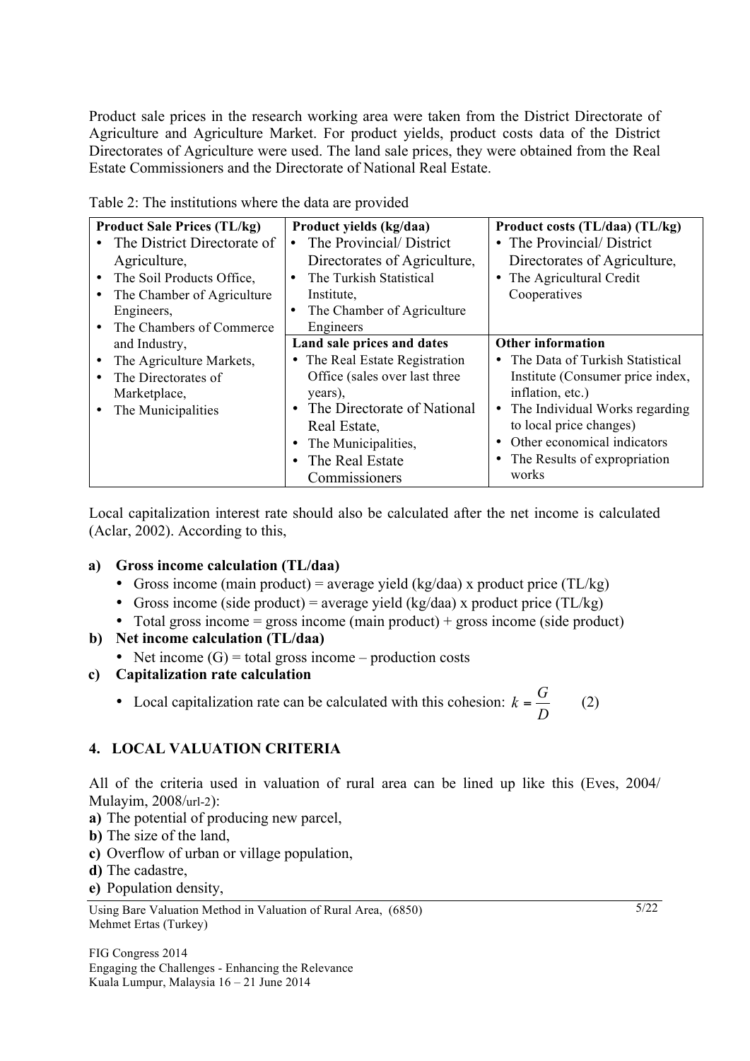Product sale prices in the research working area were taken from the District Directorate of Agriculture and Agriculture Market. For product yields, product costs data of the District Directorates of Agriculture were used. The land sale prices, they were obtained from the Real Estate Commissioners and the Directorate of National Real Estate.

Table 2: The institutions where the data are provided

| **Product Sale Prices (TL/kg)** | **Product yields (kg/daa)** | **Product costs (TL/daa) (TL/kg)** |
|---|---|---|
| • The District Directorate of Agriculture,<br>• The Soil Products Office,<br>• The Chamber of Agriculture Engineers,<br>• The Chambers of Commerce and Industry,<br>• The Agriculture Markets,<br>• The Directorates of Marketplace,<br>• The Municipalities | • The Provincial/ District Directorates of Agriculture,<br>• The Turkish Statistical Institute,<br>• The Chamber of Agriculture Engineers | • The Provincial/ District Directorates of Agriculture,<br>• The Agricultural Credit Cooperatives |
| | **Land sale prices and dates** | **Other information** |
| | • The Real Estate Registration Office (sales over last three years),<br>• The Directorate of National Real Estate,<br>• The Municipalities,<br>• The Real Estate Commissioners | • The Data of Turkish Statistical Institute (Consumer price index, inflation, etc.)<br>• The Individual Works regarding to local price changes)<br>• Other economical indicators<br>• The Results of expropriation works |

Local capitalization interest rate should also be calculated after the net income is calculated (Aclar, 2002). According to this,

**a) Gross income calculation (TL/daa)**

- Gross income (main product) = average yield (kg/daa) x product price (TL/kg)
- Gross income (side product) = average yield (kg/daa) x product price (TL/kg)
- Total gross income = gross income (main product) + gross income (side product)

**b) Net income calculation (TL/daa)**

- Net income (G) = total gross income – production costs

**c) Capitalization rate calculation**

- Local capitalization rate can be calculated with this cohesion: $k = \frac{G}{D}$ (2)

## 4. LOCAL VALUATION CRITERIA

All of the criteria used in valuation of rural area can be lined up like this (Eves, 2004/ Mulayim, 2008/url-2):

**a)** The potential of producing new parcel,
**b)** The size of the land,
**c)** Overflow of urban or village population,
**d)** The cadastre,
**e)** Population density,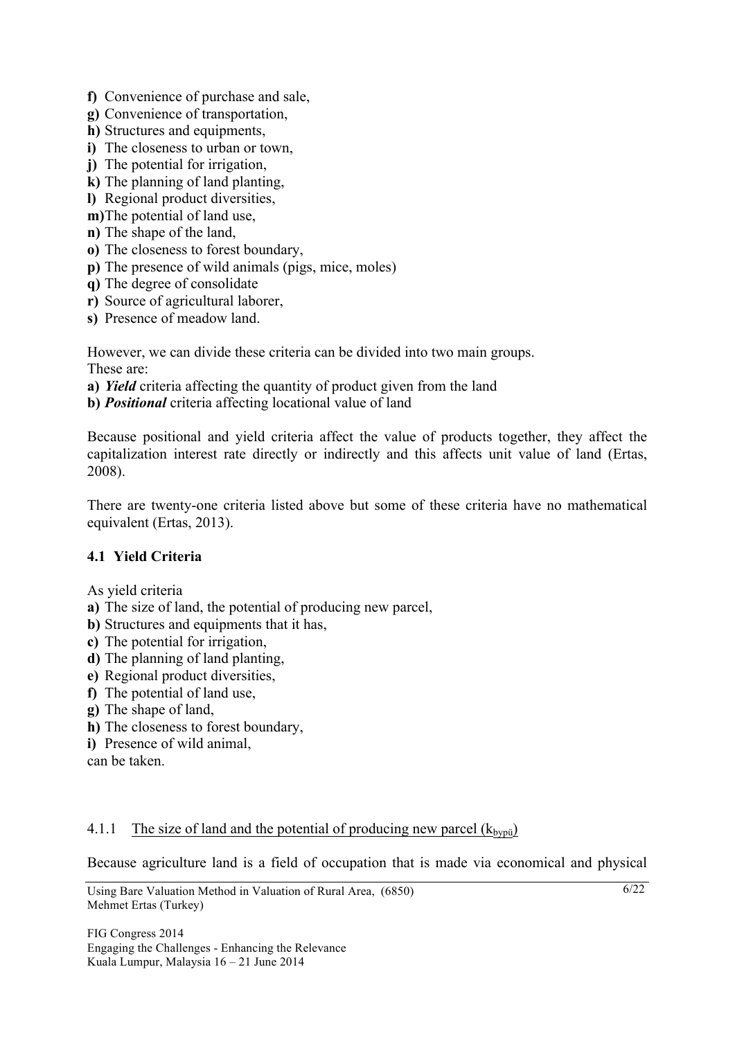**f)** Convenience of purchase and sale,
**g)** Convenience of transportation,
**h)** Structures and equipments,
**i)** The closeness to urban or town,
**j)** The potential for irrigation,
**k)** The planning of land planting,
**l)** Regional product diversities,
**m)** The potential of land use,
**n)** The shape of the land,
**o)** The closeness to forest boundary,
**p)** The presence of wild animals (pigs, mice, moles)
**q)** The degree of consolidate
**r)** Source of agricultural laborer,
**s)** Presence of meadow land.

However, we can divide these criteria can be divided into two main groups.
These are:
**a)** ***Yield*** criteria affecting the quantity of product given from the land
**b)** ***Positional*** criteria affecting locational value of land

Because positional and yield criteria affect the value of products together, they affect the capitalization interest rate directly or indirectly and this affects unit value of land (Ertas, 2008).

There are twenty-one criteria listed above but some of these criteria have no mathematical equivalent (Ertas, 2013).

### 4.1 Yield Criteria

As yield criteria
**a)** The size of land, the potential of producing new parcel,
**b)** Structures and equipments that it has,
**c)** The potential for irrigation,
**d)** The planning of land planting,
**e)** Regional product diversities,
**f)** The potential of land use,
**g)** The shape of land,
**h)** The closeness to forest boundary,
**i)** Presence of wild animal,
can be taken.

#### 4.1.1 The size of land and the potential of producing new parcel ($k_{bypü}$)

Because agriculture land is a field of occupation that is made via economical and physical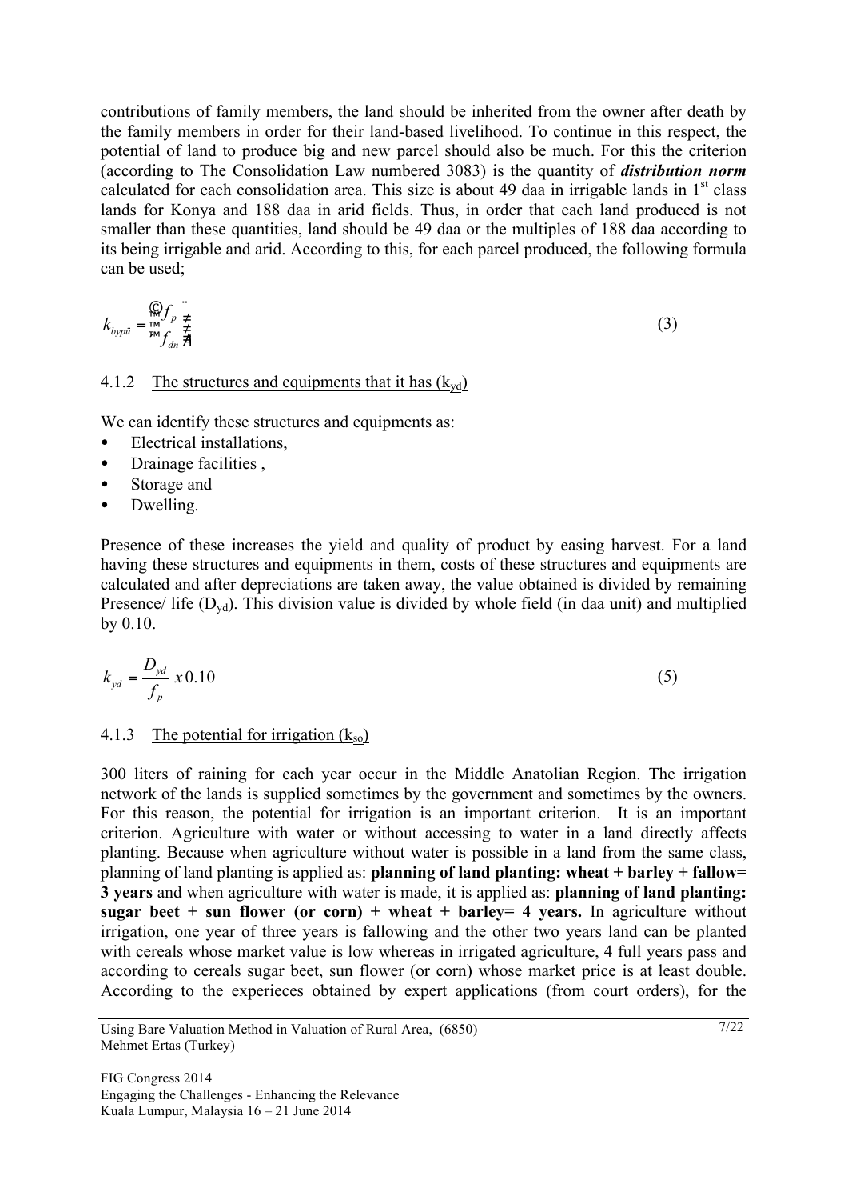contributions of family members, the land should be inherited from the owner after death by the family members in order for their land-based livelihood. To continue in this respect, the potential of land to produce big and new parcel should also be much. For this the criterion (according to The Consolidation Law numbered 3083) is the quantity of ***distribution norm*** calculated for each consolidation area. This size is about 49 daa in irrigable lands in 1[st] class lands for Konya and 188 daa in arid fields. Thus, in order that each land produced is not smaller than these quantities, land should be 49 daa or the multiples of 188 daa according to its being irrigable and arid. According to this, for each parcel produced, the following formula can be used;

$$k_{bypü} = \left( \frac{f_p}{f_{dn}} \right) \tag{3}$$

#### 4.1.2 The structures and equipments that it has ($k_{yd}$)

We can identify these structures and equipments as:

- Electrical installations,
- Drainage facilities ,
- Storage and
- Dwelling.

Presence of these increases the yield and quality of product by easing harvest. For a land having these structures and equipments in them, costs of these structures and equipments are calculated and after depreciations are taken away, the value obtained is divided by remaining Presence/ life ($D_{yd}$). This division value is divided by whole field (in daa unit) and multiplied by 0.10.

$$k_{yd} = \frac{D_{yd}}{f_p} x\, 0.10 \tag{5}$$

#### 4.1.3 The potential for irrigation ($k_{so}$)

300 liters of raining for each year occur in the Middle Anatolian Region. The irrigation network of the lands is supplied sometimes by the government and sometimes by the owners. For this reason, the potential for irrigation is an important criterion. It is an important criterion. Agriculture with water or without accessing to water in a land directly affects planting. Because when agriculture without water is possible in a land from the same class, planning of land planting is applied as: **planning of land planting: wheat + barley + fallow= 3 years** and when agriculture with water is made, it is applied as: **planning of land planting: sugar beet + sun flower (or corn) + wheat + barley= 4 years.** In agriculture without irrigation, one year of three years is fallowing and the other two years land can be planted with cereals whose market value is low whereas in irrigated agriculture, 4 full years pass and according to cereals sugar beet, sun flower (or corn) whose market price is at least double. According to the experieces obtained by expert applications (from court orders), for the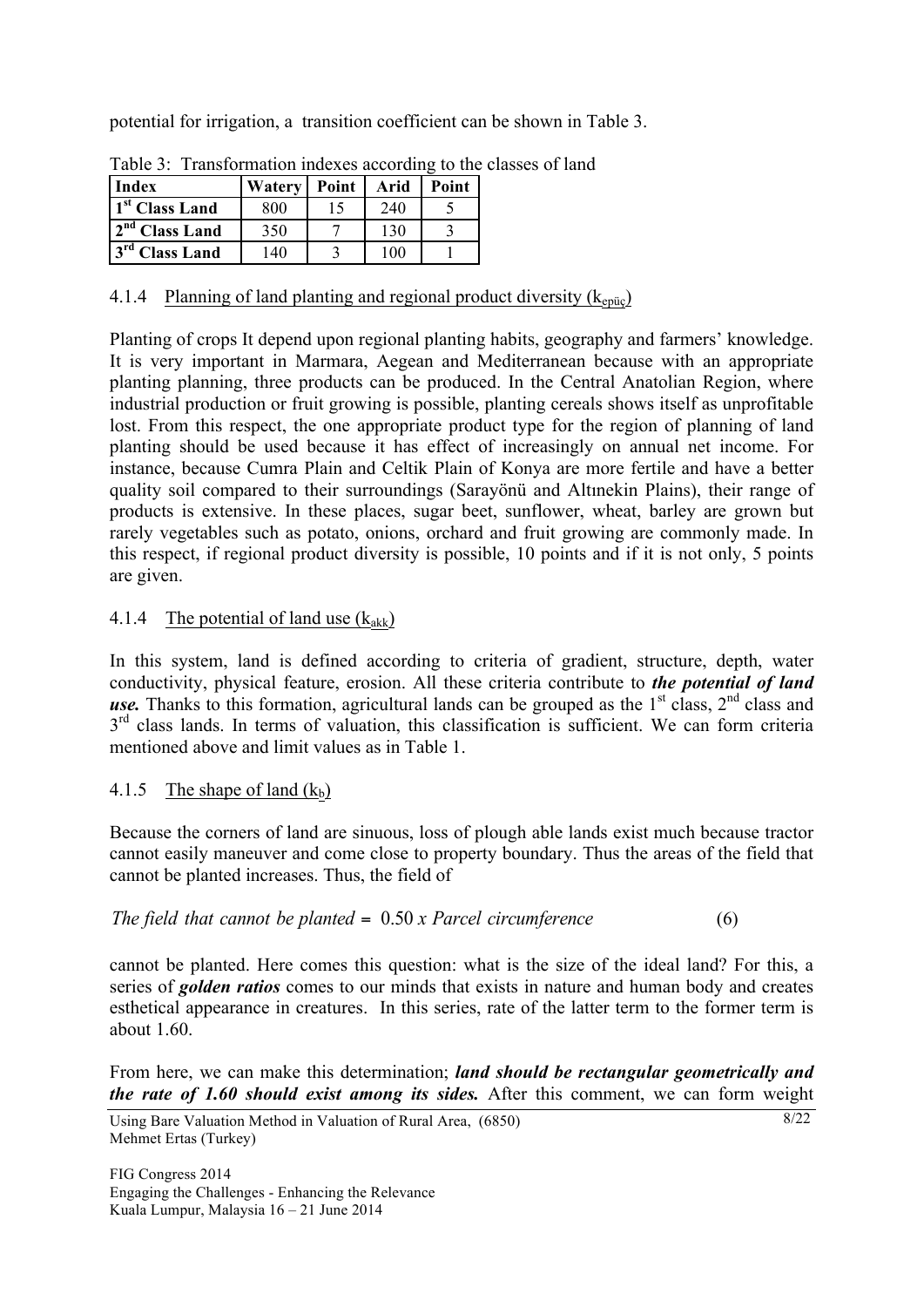potential for irrigation, a transition coefficient can be shown in Table 3.

Table 3: Transformation indexes according to the classes of land

| Index | Watery | Point | Arid | Point |
|---|---|---|---|---|
| 1st Class Land | 800 | 15 | 240 | 5 |
| 2nd Class Land | 350 | 7 | 130 | 3 |
| 3rd Class Land | 140 | 3 | 100 | 1 |

### 4.1.4 Planning of land planting and regional product diversity ($k_{epüç}$)

Planting of crops It depend upon regional planting habits, geography and farmers' knowledge. It is very important in Marmara, Aegean and Mediterranean because with an appropriate planting planning, three products can be produced. In the Central Anatolian Region, where industrial production or fruit growing is possible, planting cereals shows itself as unprofitable lost. From this respect, the one appropriate product type for the region of planning of land planting should be used because it has effect of increasingly on annual net income. For instance, because Cumra Plain and Celtik Plain of Konya are more fertile and have a better quality soil compared to their surroundings (Sarayönü and Altınekin Plains), their range of products is extensive. In these places, sugar beet, sunflower, wheat, barley are grown but rarely vegetables such as potato, onions, orchard and fruit growing are commonly made. In this respect, if regional product diversity is possible, 10 points and if it is not only, 5 points are given.

### 4.1.4 The potential of land use ($k_{akk}$)

In this system, land is defined according to criteria of gradient, structure, depth, water conductivity, physical feature, erosion. All these criteria contribute to ***the potential of land use.*** Thanks to this formation, agricultural lands can be grouped as the 1st class, 2nd class and 3rd class lands. In terms of valuation, this classification is sufficient. We can form criteria mentioned above and limit values as in Table 1.

### 4.1.5 The shape of land ($k_b$)

Because the corners of land are sinuous, loss of plough able lands exist much because tractor cannot easily maneuver and come close to property boundary. Thus the areas of the field that cannot be planted increases. Thus, the field of

$$\text{The field that cannot be planted} = 0.50 \times \text{Parcel circumference} \qquad (6)$$

cannot be planted. Here comes this question: what is the size of the ideal land? For this, a series of ***golden ratios*** comes to our minds that exists in nature and human body and creates esthetical appearance in creatures. In this series, rate of the latter term to the former term is about 1.60.

From here, we can make this determination; ***land should be rectangular geometrically and the rate of 1.60 should exist among its sides.*** After this comment, we can form weight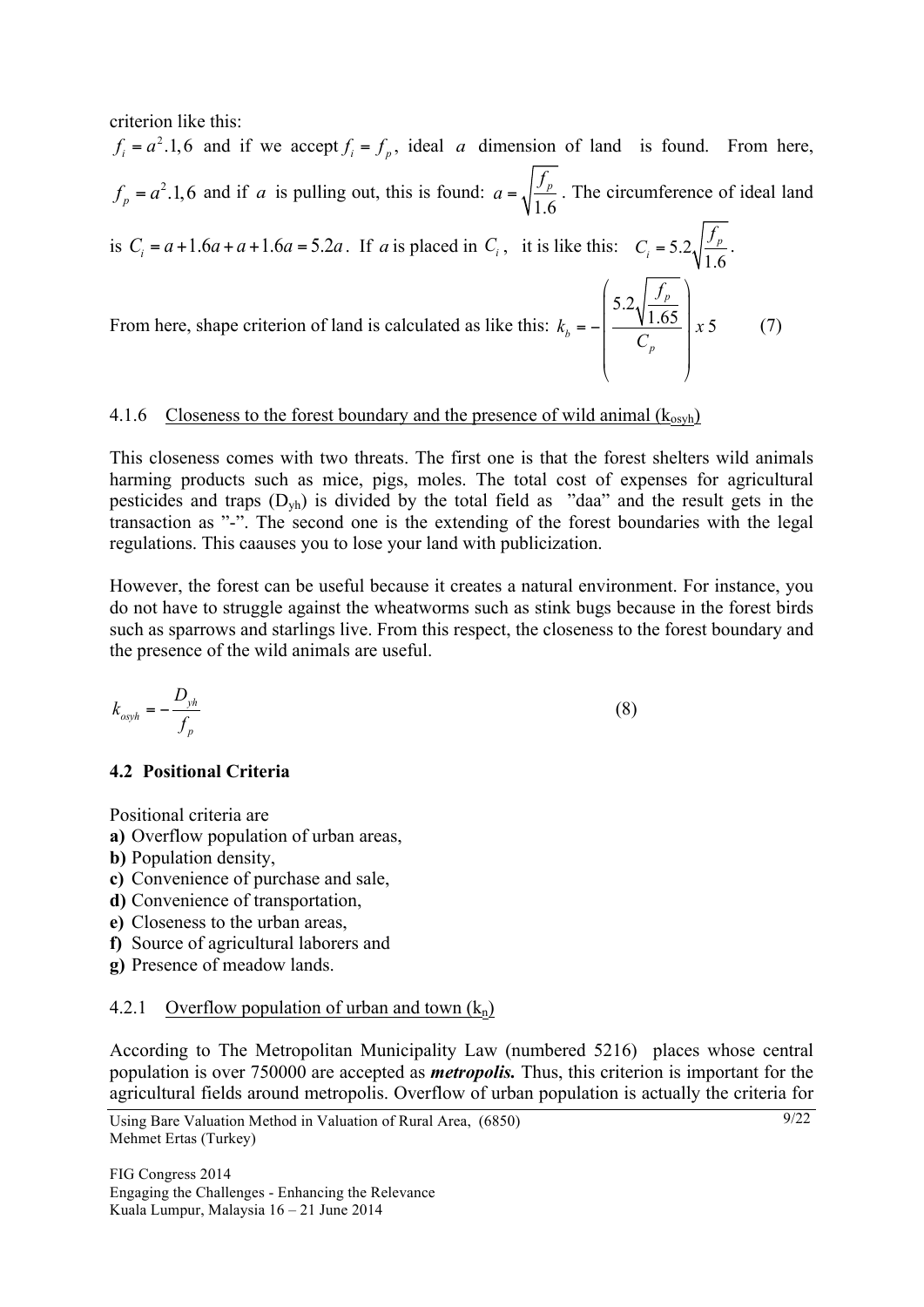criterion like this:

$f_i = a^2.1,6$ and if we accept $f_i = f_p$, ideal $a$ dimension of land is found. From here, $f_p = a^2.1,6$ and if $a$ is pulling out, this is found: $a = \sqrt{\frac{f_p}{1.6}}$. The circumference of ideal land is $C_i = a + 1.6a + a + 1.6a = 5.2a$. If $a$ is placed in $C_i$, it is like this: $C_i = 5.2\sqrt{\frac{f_p}{1.6}}$.

From here, shape criterion of land is calculated as like this: 

$$k_b = -\left( \frac{5.2\sqrt{\frac{f_p}{1.65}}}{C_p} \right) x\,5 \tag{7}$$

### 4.1.6 Closeness to the forest boundary and the presence of wild animal ($k_{osyh}$)

This closeness comes with two threats. The first one is that the forest shelters wild animals harming products such as mice, pigs, moles. The total cost of expenses for agricultural pesticides and traps ($D_{yh}$) is divided by the total field as "daa" and the result gets in the transaction as "-". The second one is the extending of the forest boundaries with the legal regulations. This caauses you to lose your land with publicization.

However, the forest can be useful because it creates a natural environment. For instance, you do not have to struggle against the wheatworms such as stink bugs because in the forest birds such as sparrows and starlings live. From this respect, the closeness to the forest boundary and the presence of the wild animals are useful.

$$k_{osyh} = -\frac{D_{yh}}{f_p} \tag{8}$$

## 4.2 Positional Criteria

Positional criteria are

**a)** Overflow population of urban areas,
**b)** Population density,
**c)** Convenience of purchase and sale,
**d)** Convenience of transportation,
**e)** Closeness to the urban areas,
**f)** Source of agricultural laborers and
**g)** Presence of meadow lands.

### 4.2.1 Overflow population of urban and town ($k_n$)

According to The Metropolitan Municipality Law (numbered 5216) places whose central population is over 750000 are accepted as ***metropolis.*** Thus, this criterion is important for the agricultural fields around metropolis. Overflow of urban population is actually the criteria for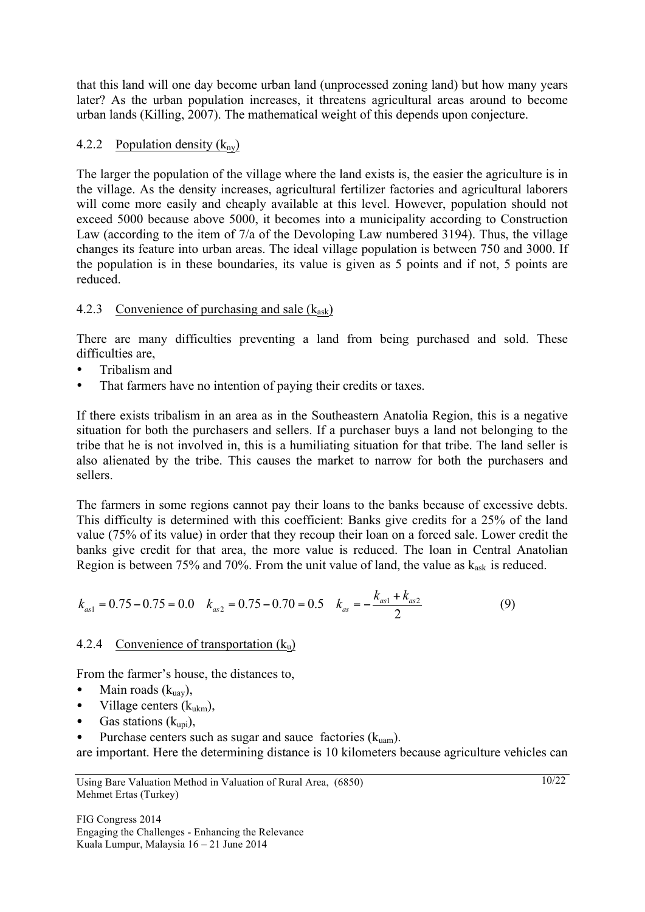that this land will one day become urban land (unprocessed zoning land) but how many years later? As the urban population increases, it threatens agricultural areas around to become urban lands (Killing, 2007). The mathematical weight of this depends upon conjecture.

### 4.2.2 Population density ($k_{ny}$)

The larger the population of the village where the land exists is, the easier the agriculture is in the village. As the density increases, agricultural fertilizer factories and agricultural laborers will come more easily and cheaply available at this level. However, population should not exceed 5000 because above 5000, it becomes into a municipality according to Construction Law (according to the item of 7/a of the Devoloping Law numbered 3194). Thus, the village changes its feature into urban areas. The ideal village population is between 750 and 3000. If the population is in these boundaries, its value is given as 5 points and if not, 5 points are reduced.

### 4.2.3 Convenience of purchasing and sale ($k_{ask}$)

There are many difficulties preventing a land from being purchased and sold. These difficulties are,

- Tribalism and
- That farmers have no intention of paying their credits or taxes.

If there exists tribalism in an area as in the Southeastern Anatolia Region, this is a negative situation for both the purchasers and sellers. If a purchaser buys a land not belonging to the tribe that he is not involved in, this is a humiliating situation for that tribe. The land seller is also alienated by the tribe. This causes the market to narrow for both the purchasers and sellers.

The farmers in some regions cannot pay their loans to the banks because of excessive debts. This difficulty is determined with this coefficient: Banks give credits for a 25% of the land value (75% of its value) in order that they recoup their loan on a forced sale. Lower credit the banks give credit for that area, the more value is reduced. The loan in Central Anatolian Region is between 75% and 70%. From the unit value of land, the value as $k_{ask}$ is reduced.

$$k_{as1} = 0.75 - 0.75 = 0.0 \quad k_{as2} = 0.75 - 0.70 = 0.5 \quad k_{as} = -\frac{k_{as1} + k_{as2}}{2} \tag{9}$$

### 4.2.4 Convenience of transportation ($k_u$)

From the farmer's house, the distances to,

- Main roads ($k_{uay}$),
- Village centers ($k_{ukm}$),
- Gas stations ($k_{upi}$),
- Purchase centers such as sugar and sauce factories ($k_{uam}$).

are important. Here the determining distance is 10 kilometers because agriculture vehicles can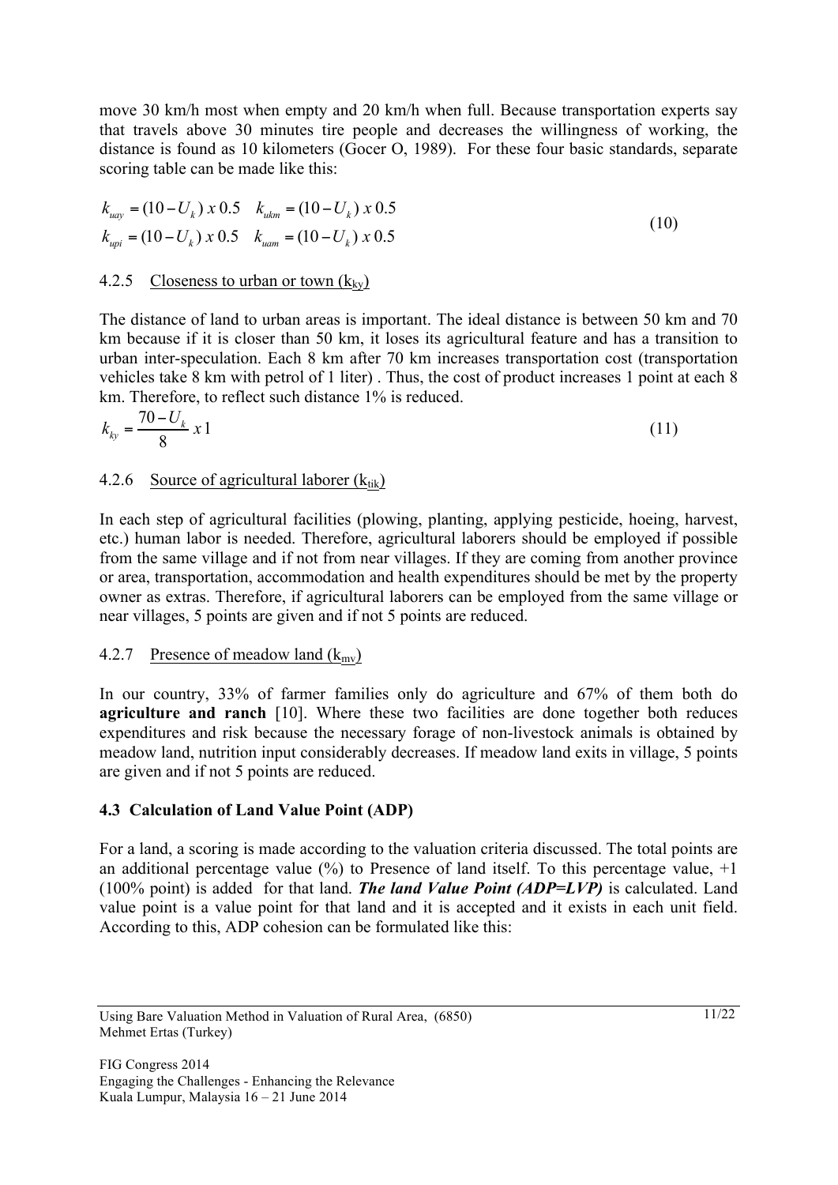move 30 km/h most when empty and 20 km/h when full. Because transportation experts say that travels above 30 minutes tire people and decreases the willingness of working, the distance is found as 10 kilometers (Gocer O, 1989). For these four basic standards, separate scoring table can be made like this:

$$
\begin{aligned}
k_{uay} &= (10 - U_k)\ x\ 0.5 \quad k_{ukm} = (10 - U_k)\ x\ 0.5 \\
k_{upi} &= (10 - U_k)\ x\ 0.5 \quad k_{uam} = (10 - U_k)\ x\ 0.5
\end{aligned}
\tag{10}
$$

### 4.2.5 Closeness to urban or town ($k_{ky}$)

The distance of land to urban areas is important. The ideal distance is between 50 km and 70 km because if it is closer than 50 km, it loses its agricultural feature and has a transition to urban inter-speculation. Each 8 km after 70 km increases transportation cost (transportation vehicles take 8 km with petrol of 1 liter) . Thus, the cost of product increases 1 point at each 8 km. Therefore, to reflect such distance 1% is reduced.

$$
k_{ky} = \frac{70 - U_k}{8}\ x\ 1 \tag{11}
$$

### 4.2.6 Source of agricultural laborer ($k_{tik}$)

In each step of agricultural facilities (plowing, planting, applying pesticide, hoeing, harvest, etc.) human labor is needed. Therefore, agricultural laborers should be employed if possible from the same village and if not from near villages. If they are coming from another province or area, transportation, accommodation and health expenditures should be met by the property owner as extras. Therefore, if agricultural laborers can be employed from the same village or near villages, 5 points are given and if not 5 points are reduced.

### 4.2.7 Presence of meadow land ($k_{mv}$)

In our country, 33% of farmer families only do agriculture and 67% of them both do **agriculture and ranch** [10]. Where these two facilities are done together both reduces expenditures and risk because the necessary forage of non-livestock animals is obtained by meadow land, nutrition input considerably decreases. If meadow land exits in village, 5 points are given and if not 5 points are reduced.

## 4.3 Calculation of Land Value Point (ADP)

For a land, a scoring is made according to the valuation criteria discussed. The total points are an additional percentage value (%) to Presence of land itself. To this percentage value, +1 (100% point) is added for that land. ***The land Value Point (ADP=LVP)*** is calculated. Land value point is a value point for that land and it is accepted and it exists in each unit field. According to this, ADP cohesion can be formulated like this: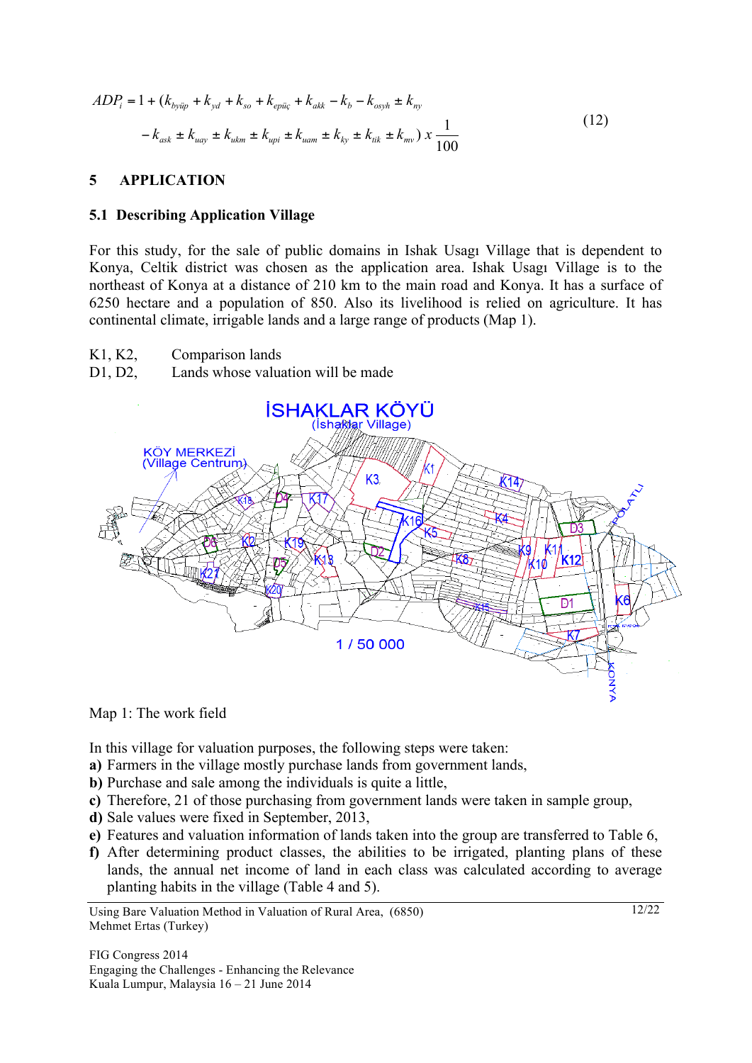$$ADP_i = 1 + (k_{byüp} + k_{yd} + k_{so} + k_{epüç} + k_{akk} - k_b - k_{osyh} \pm k_{ny} - k_{ask} \pm k_{uay} \pm k_{ukm} \pm k_{upi} \pm k_{uam} \pm k_{ky} \pm k_{tik} \pm k_{mv}) \; x \; \frac{1}{100} \tag{12}$$

## 5 APPLICATION

### 5.1 Describing Application Village

For this study, for the sale of public domains in Ishak Usagı Village that is dependent to Konya, Celtik district was chosen as the application area. Ishak Usagı Village is to the northeast of Konya at a distance of 210 km to the main road and Konya. It has a surface of 6250 hectare and a population of 850. Also its livelihood is relied on agriculture. It has continental climate, irrigable lands and a large range of products (Map 1).

K1, K2, Comparison lands

D1, D2, Lands whose valuation will be made

Map 1: The work field

In this village for valuation purposes, the following steps were taken:

- **a)** Farmers in the village mostly purchase lands from government lands,
- **b)** Purchase and sale among the individuals is quite a little,
- **c)** Therefore, 21 of those purchasing from government lands were taken in sample group,
- **d)** Sale values were fixed in September, 2013,
- **e)** Features and valuation information of lands taken into the group are transferred to Table 6,
- **f)** After determining product classes, the abilities to be irrigated, planting plans of these lands, the annual net income of land in each class was calculated according to average planting habits in the village (Table 4 and 5).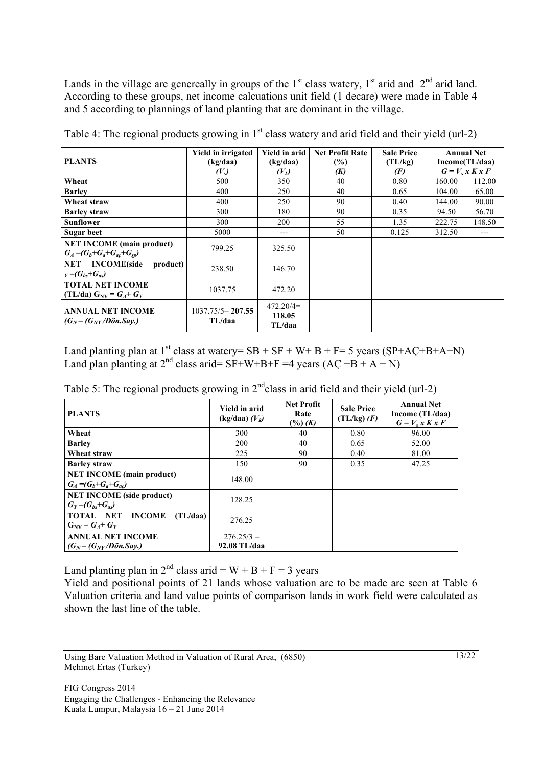Lands in the village are genereally in groups of the 1st class watery, 1st arid and 2nd arid land. According to these groups, net income calcuations unit field (1 decare) were made in Table 4 and 5 according to plannings of land planting that are dominant in the village.

Table 4: The regional products growing in 1st class watery and arid field and their yield (url-2)

| PLANTS | Yield in irrigated (kg/daa) ($V_s$) | Yield in arid (kg/daa) ($V_k$) | Net Profit Rate (%) (*K*) | Sale Price (TL/kg) (*F*) | Annual Net Income(TL/daa) $G = V_s \times K \times F$ | |
|---|---|---|---|---|---|---|
| **Wheat** | 500 | 350 | 40 | 0.80 | 160.00 | 112.00 |
| **Barley** | 400 | 250 | 40 | 0.65 | 104.00 | 65.00 |
| **Wheat straw** | 400 | 250 | 90 | 0.40 | 144.00 | 90.00 |
| **Barley straw** | 300 | 180 | 90 | 0.35 | 94.50 | 56.70 |
| **Sunflower** | 300 | 200 | 55 | 1.35 | 222.75 | 148.50 |
| **Sugar beet** | 5000 | --- | 50 | 0.125 | 312.50 | --- |
| **NET INCOME (main product)** $G_A = (G_b + G_a + G_{aç} + G_{şp})$ | 799.25 | 325.50 | | | | |
| **NET INCOME(side product)** $_Y = (G_{bs} + G_{as})$ | 238.50 | 146.70 | | | | |
| **TOTAL NET INCOME (TL/da)** $G_{NY} = G_A + G_Y$ | 1037.75 | 472.20 | | | | |
| **ANNUAL NET INCOME** $(G_N = (G_{NY}/Dön.Say.)$ | 1037.75/5= **207.55 TL/daa** | 472.20/4= **118.05 TL/daa** | | | | |

Land planting plan at 1st class at watery= SB + SF + W+ B + F= 5 years (ŞP+AÇ+B+A+N)
Land plan planting at 2nd class arid= SF+W+B+F =4 years (AÇ +B + A + N)

Table 5: The regional products growing in 2nd class in arid field and their yield (url-2)

| PLANTS | Yield in arid (kg/daa) ($V_k$) | Net Profit Rate (%) (*K*) | Sale Price (TL/kg) (*F*) | Annual Net Income (TL/daa) $G = V_s \times K \times F$ |
|---|---|---|---|---|
| **Wheat** | 300 | 40 | 0.80 | 96.00 |
| **Barley** | 200 | 40 | 0.65 | 52.00 |
| **Wheat straw** | 225 | 90 | 0.40 | 81.00 |
| **Barley straw** | 150 | 90 | 0.35 | 47.25 |
| **NET INCOME (main product)** $G_A = (G_b + G_a + G_{aç})$ | 148.00 | | | |
| **NET INCOME (side product)** $G_Y = (G_{bs} + G_{as})$ | 128.25 | | | |
| **TOTAL NET INCOME (TL/daa)** $G_{NY} = G_A + G_Y$ | 276.25 | | | |
| **ANNUAL NET INCOME** $(G_N = (G_{NY}/Dön.Say.)$ | 276.25/3 = **92.08 TL/daa** | | | |

Land planting plan in 2nd class arid = W + B + F = 3 years
Yield and positional points of 21 lands whose valuation are to be made are seen at Table 6 Valuation criteria and land value points of comparison lands in work field were calculated as shown the last line of the table.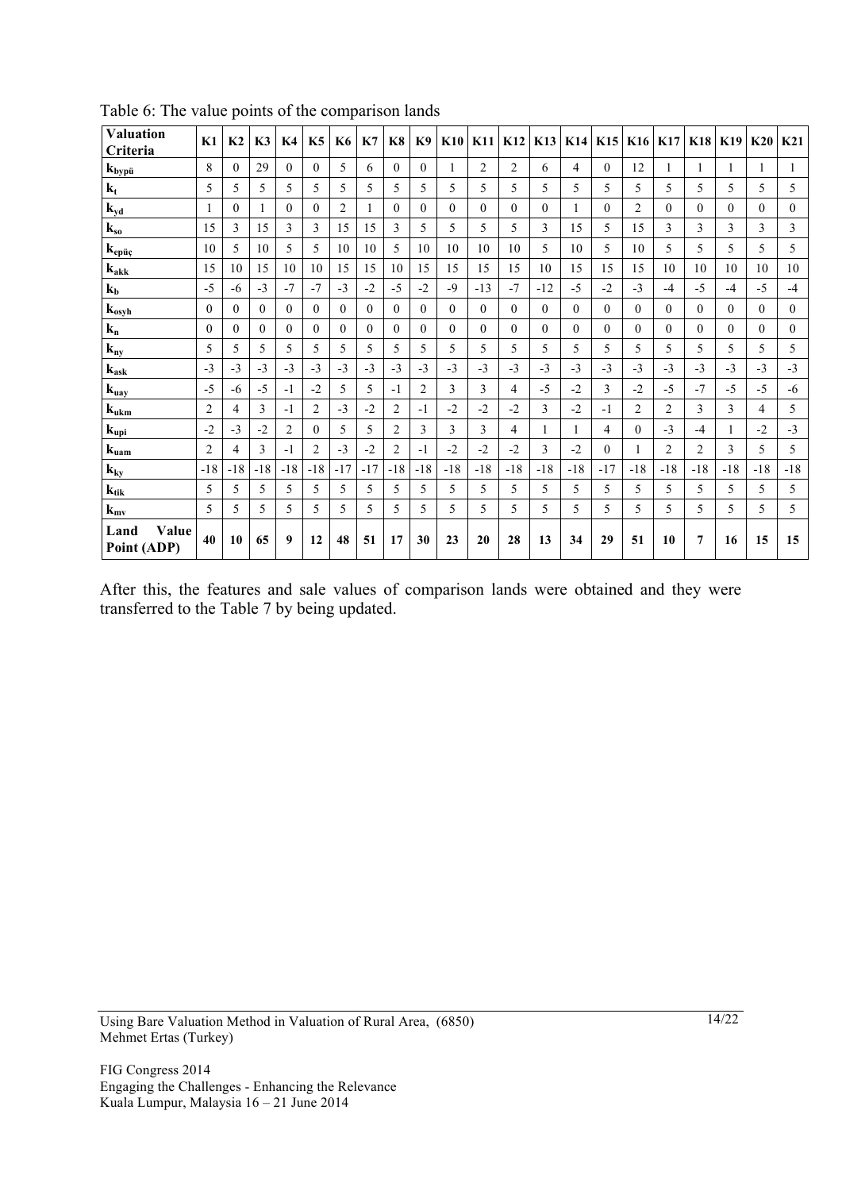Table 6: The value points of the comparison lands

| Valuation Criteria | K1 | K2 | K3 | K4 | K5 | K6 | K7 | K8 | K9 | K10 | K11 | K12 | K13 | K14 | K15 | K16 | K17 | K18 | K19 | K20 | K21 |
|---|---|---|---|---|---|---|---|---|---|---|---|---|---|---|---|---|---|---|---|---|---|
| $k_{bypü}$ | 8 | 0 | 29 | 0 | 0 | 5 | 6 | 0 | 0 | 1 | 2 | 2 | 6 | 4 | 0 | 12 | 1 | 1 | 1 | 1 | 1 |
| $k_t$ | 5 | 5 | 5 | 5 | 5 | 5 | 5 | 5 | 5 | 5 | 5 | 5 | 5 | 5 | 5 | 5 | 5 | 5 | 5 | 5 | 5 |
| $k_{yd}$ | 1 | 0 | 1 | 0 | 0 | 2 | 1 | 0 | 0 | 0 | 0 | 0 | 0 | 1 | 0 | 2 | 0 | 0 | 0 | 0 | 0 |
| $k_{so}$ | 15 | 3 | 15 | 3 | 3 | 15 | 15 | 3 | 5 | 5 | 5 | 5 | 3 | 15 | 5 | 15 | 3 | 3 | 3 | 3 | 3 |
| $k_{epüç}$ | 10 | 5 | 10 | 5 | 5 | 10 | 10 | 5 | 10 | 10 | 10 | 10 | 5 | 10 | 5 | 10 | 5 | 5 | 5 | 5 | 5 |
| $k_{akk}$ | 15 | 10 | 15 | 10 | 10 | 15 | 15 | 10 | 15 | 15 | 15 | 15 | 10 | 15 | 15 | 15 | 10 | 10 | 10 | 10 | 10 |
| $k_b$ | -5 | -6 | -3 | -7 | -7 | -3 | -2 | -5 | -2 | -9 | -13 | -7 | -12 | -5 | -2 | -3 | -4 | -5 | -4 | -5 | -4 |
| $k_{osyh}$ | 0 | 0 | 0 | 0 | 0 | 0 | 0 | 0 | 0 | 0 | 0 | 0 | 0 | 0 | 0 | 0 | 0 | 0 | 0 | 0 | 0 |
| $k_n$ | 0 | 0 | 0 | 0 | 0 | 0 | 0 | 0 | 0 | 0 | 0 | 0 | 0 | 0 | 0 | 0 | 0 | 0 | 0 | 0 | 0 |
| $k_{ny}$ | 5 | 5 | 5 | 5 | 5 | 5 | 5 | 5 | 5 | 5 | 5 | 5 | 5 | 5 | 5 | 5 | 5 | 5 | 5 | 5 | 5 |
| $k_{ask}$ | -3 | -3 | -3 | -3 | -3 | -3 | -3 | -3 | -3 | -3 | -3 | -3 | -3 | -3 | -3 | -3 | -3 | -3 | -3 | -3 | -3 |
| $k_{uay}$ | -5 | -6 | -5 | -1 | -2 | 5 | 5 | -1 | 2 | 3 | 3 | 4 | -5 | -2 | 3 | -2 | -5 | -7 | -5 | -5 | -6 |
| $k_{ukm}$ | 2 | 4 | 3 | -1 | 2 | -3 | -2 | 2 | -1 | -2 | -2 | -2 | 3 | -2 | -1 | 2 | 2 | 3 | 3 | 4 | 5 |
| $k_{upi}$ | -2 | -3 | -2 | 2 | 0 | 5 | 5 | 2 | 3 | 3 | 3 | 4 | 1 | 1 | 4 | 0 | -3 | -4 | 1 | -2 | -3 |
| $k_{uam}$ | 2 | 4 | 3 | -1 | 2 | -3 | -2 | 2 | -1 | -2 | -2 | -2 | 3 | -2 | 0 | 1 | 2 | 2 | 3 | 5 | 5 |
| $k_{ky}$ | -18 | -18 | -18 | -18 | -18 | -17 | -17 | -18 | -18 | -18 | -18 | -18 | -18 | -18 | -17 | -18 | -18 | -18 | -18 | -18 | -18 |
| $k_{tik}$ | 5 | 5 | 5 | 5 | 5 | 5 | 5 | 5 | 5 | 5 | 5 | 5 | 5 | 5 | 5 | 5 | 5 | 5 | 5 | 5 | 5 |
| $k_{mv}$ | 5 | 5 | 5 | 5 | 5 | 5 | 5 | 5 | 5 | 5 | 5 | 5 | 5 | 5 | 5 | 5 | 5 | 5 | 5 | 5 | 5 |
| **Land Value Point (ADP)** | **40** | **10** | **65** | **9** | **12** | **48** | **51** | **17** | **30** | **23** | **20** | **28** | **13** | **34** | **29** | **51** | **10** | **7** | **16** | **15** | **15** |

After this, the features and sale values of comparison lands were obtained and they were transferred to the Table 7 by being updated.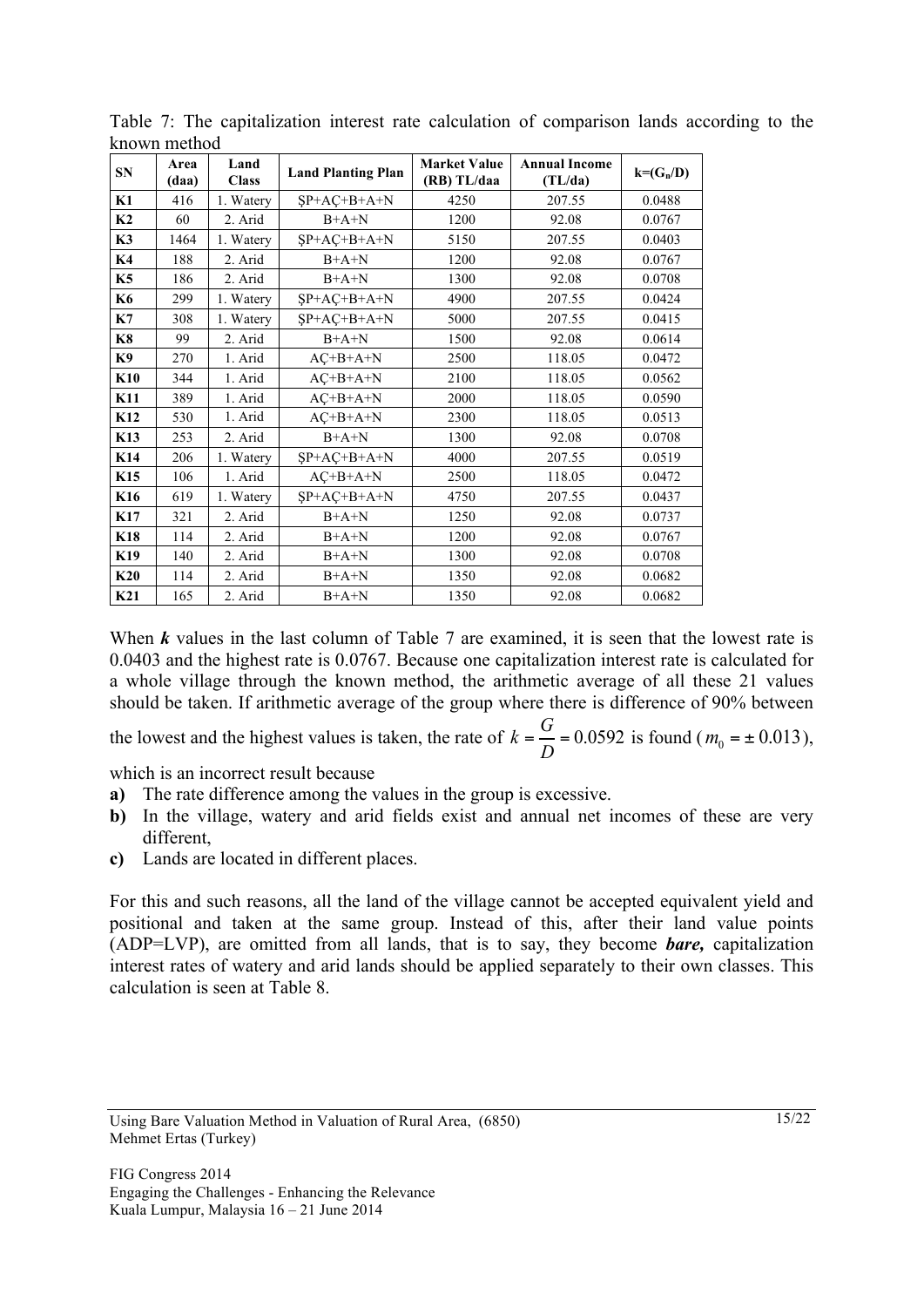Table 7: The capitalization interest rate calculation of comparison lands according to the known method

| SN | Area (daa) | Land Class | Land Planting Plan | Market Value (RB) TL/daa | Annual Income (TL/da) | $k=(G_n/D)$ |
|---|---|---|---|---|---|---|
| **K1** | 416 | 1. Watery | ŞP+AÇ+B+A+N | 4250 | 207.55 | 0.0488 |
| **K2** | 60 | 2. Arid | B+A+N | 1200 | 92.08 | 0.0767 |
| **K3** | 1464 | 1. Watery | ŞP+AÇ+B+A+N | 5150 | 207.55 | 0.0403 |
| **K4** | 188 | 2. Arid | B+A+N | 1200 | 92.08 | 0.0767 |
| **K5** | 186 | 2. Arid | B+A+N | 1300 | 92.08 | 0.0708 |
| **K6** | 299 | 1. Watery | ŞP+AÇ+B+A+N | 4900 | 207.55 | 0.0424 |
| **K7** | 308 | 1. Watery | ŞP+AÇ+B+A+N | 5000 | 207.55 | 0.0415 |
| **K8** | 99 | 2. Arid | B+A+N | 1500 | 92.08 | 0.0614 |
| **K9** | 270 | 1. Arid | AÇ+B+A+N | 2500 | 118.05 | 0.0472 |
| **K10** | 344 | 1. Arid | AÇ+B+A+N | 2100 | 118.05 | 0.0562 |
| **K11** | 389 | 1. Arid | AÇ+B+A+N | 2000 | 118.05 | 0.0590 |
| **K12** | 530 | 1. Arid | AÇ+B+A+N | 2300 | 118.05 | 0.0513 |
| **K13** | 253 | 2. Arid | B+A+N | 1300 | 92.08 | 0.0708 |
| **K14** | 206 | 1. Watery | ŞP+AÇ+B+A+N | 4000 | 207.55 | 0.0519 |
| **K15** | 106 | 1. Arid | AÇ+B+A+N | 2500 | 118.05 | 0.0472 |
| **K16** | 619 | 1. Watery | ŞP+AÇ+B+A+N | 4750 | 207.55 | 0.0437 |
| **K17** | 321 | 2. Arid | B+A+N | 1250 | 92.08 | 0.0737 |
| **K18** | 114 | 2. Arid | B+A+N | 1200 | 92.08 | 0.0767 |
| **K19** | 140 | 2. Arid | B+A+N | 1300 | 92.08 | 0.0708 |
| **K20** | 114 | 2. Arid | B+A+N | 1350 | 92.08 | 0.0682 |
| **K21** | 165 | 2. Arid | B+A+N | 1350 | 92.08 | 0.0682 |

When ***k*** values in the last column of Table 7 are examined, it is seen that the lowest rate is 0.0403 and the highest rate is 0.0767. Because one capitalization interest rate is calculated for a whole village through the known method, the arithmetic average of all these 21 values should be taken. If arithmetic average of the group where there is difference of 90% between the lowest and the highest values is taken, the rate of $k = \dfrac{G}{D} = 0.0592$ is found ($m_0 = \pm\, 0.013$), which is an incorrect result because

- **a)** The rate difference among the values in the group is excessive.
- **b)** In the village, watery and arid fields exist and annual net incomes of these are very different,
- **c)** Lands are located in different places.

For this and such reasons, all the land of the village cannot be accepted equivalent yield and positional and taken at the same group. Instead of this, after their land value points (ADP=LVP), are omitted from all lands, that is to say, they become ***bare,*** capitalization interest rates of watery and arid lands should be applied separately to their own classes. This calculation is seen at Table 8.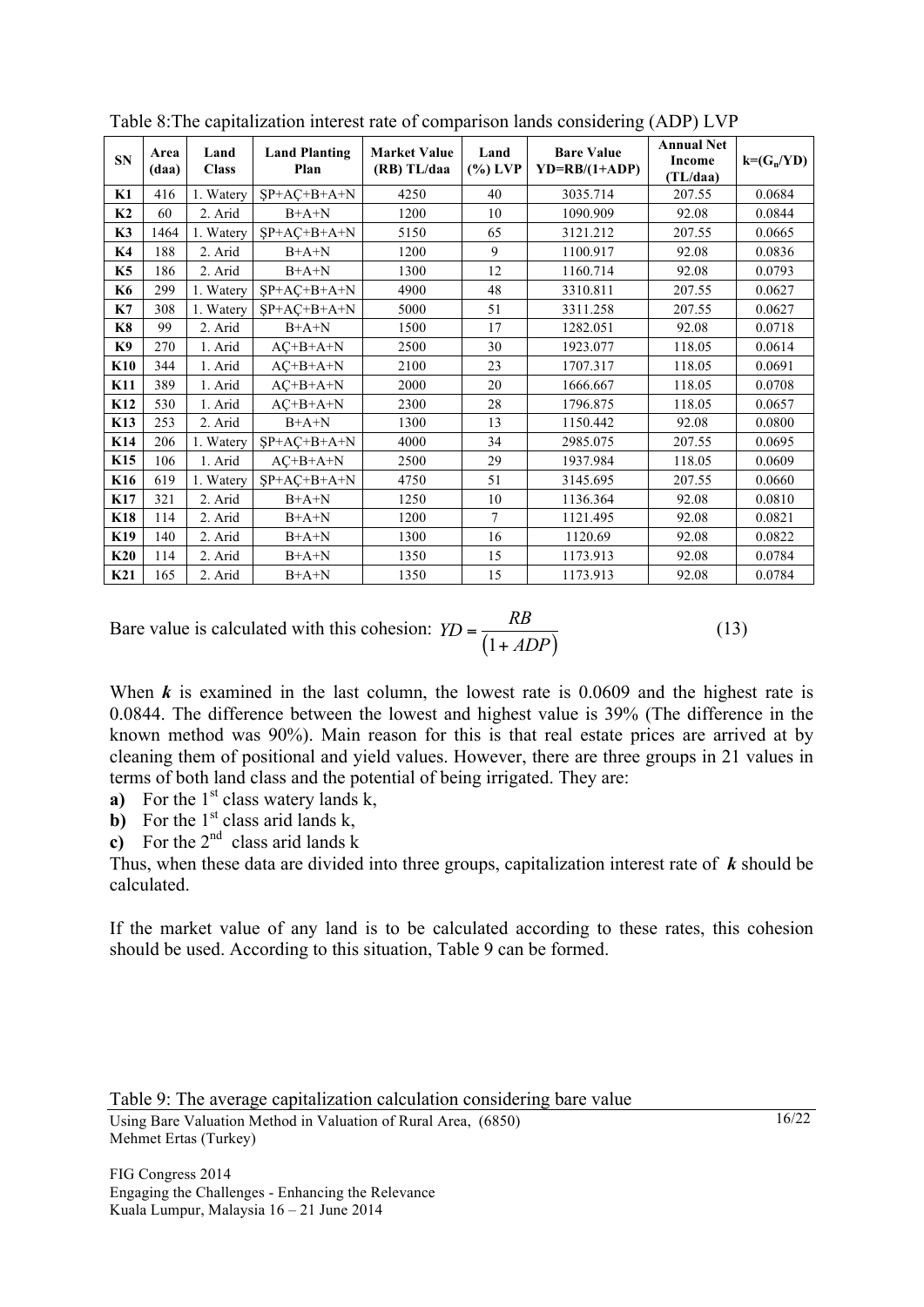Table 8:The capitalization interest rate of comparison lands considering (ADP) LVP

| SN | Area (daa) | Land Class | Land Planting Plan | Market Value (RB) TL/daa | Land (%) LVP | Bare Value YD=RB/(1+ADP) | Annual Net Income (TL/daa) | $k=(G_n/YD)$ |
|---|---|---|---|---|---|---|---|---|
| **K1** | 416 | 1. Watery | ŞP+AÇ+B+A+N | 4250 | 40 | 3035.714 | 207.55 | 0.0684 |
| **K2** | 60 | 2. Arid | B+A+N | 1200 | 10 | 1090.909 | 92.08 | 0.0844 |
| **K3** | 1464 | 1. Watery | ŞP+AÇ+B+A+N | 5150 | 65 | 3121.212 | 207.55 | 0.0665 |
| **K4** | 188 | 2. Arid | B+A+N | 1200 | 9 | 1100.917 | 92.08 | 0.0836 |
| **K5** | 186 | 2. Arid | B+A+N | 1300 | 12 | 1160.714 | 92.08 | 0.0793 |
| **K6** | 299 | 1. Watery | ŞP+AÇ+B+A+N | 4900 | 48 | 3310.811 | 207.55 | 0.0627 |
| **K7** | 308 | 1. Watery | ŞP+AÇ+B+A+N | 5000 | 51 | 3311.258 | 207.55 | 0.0627 |
| **K8** | 99 | 2. Arid | B+A+N | 1500 | 17 | 1282.051 | 92.08 | 0.0718 |
| **K9** | 270 | 1. Arid | AÇ+B+A+N | 2500 | 30 | 1923.077 | 118.05 | 0.0614 |
| **K10** | 344 | 1. Arid | AÇ+B+A+N | 2100 | 23 | 1707.317 | 118.05 | 0.0691 |
| **K11** | 389 | 1. Arid | AÇ+B+A+N | 2000 | 20 | 1666.667 | 118.05 | 0.0708 |
| **K12** | 530 | 1. Arid | AÇ+B+A+N | 2300 | 28 | 1796.875 | 118.05 | 0.0657 |
| **K13** | 253 | 2. Arid | B+A+N | 1300 | 13 | 1150.442 | 92.08 | 0.0800 |
| **K14** | 206 | 1. Watery | ŞP+AÇ+B+A+N | 4000 | 34 | 2985.075 | 207.55 | 0.0695 |
| **K15** | 106 | 1. Arid | AÇ+B+A+N | 2500 | 29 | 1937.984 | 118.05 | 0.0609 |
| **K16** | 619 | 1. Watery | ŞP+AÇ+B+A+N | 4750 | 51 | 3145.695 | 207.55 | 0.0660 |
| **K17** | 321 | 2. Arid | B+A+N | 1250 | 10 | 1136.364 | 92.08 | 0.0810 |
| **K18** | 114 | 2. Arid | B+A+N | 1200 | 7 | 1121.495 | 92.08 | 0.0821 |
| **K19** | 140 | 2. Arid | B+A+N | 1300 | 16 | 1120.69 | 92.08 | 0.0822 |
| **K20** | 114 | 2. Arid | B+A+N | 1350 | 15 | 1173.913 | 92.08 | 0.0784 |
| **K21** | 165 | 2. Arid | B+A+N | 1350 | 15 | 1173.913 | 92.08 | 0.0784 |

Bare value is calculated with this cohesion: $YD = \dfrac{RB}{(1+ADP)}$ (13)

When ***k*** is examined in the last column, the lowest rate is 0.0609 and the highest rate is 0.0844. The difference between the lowest and highest value is 39% (The difference in the known method was 90%). Main reason for this is that real estate prices are arrived at by cleaning them of positional and yield values. However, there are three groups in 21 values in terms of both land class and the potential of being irrigated. They are:

**a)** For the 1st class watery lands k,
**b)** For the 1st class arid lands k,
**c)** For the 2nd class arid lands k

Thus, when these data are divided into three groups, capitalization interest rate of ***k*** should be calculated.

If the market value of any land is to be calculated according to these rates, this cohesion should be used. According to this situation, Table 9 can be formed.

Table 9: The average capitalization calculation considering bare value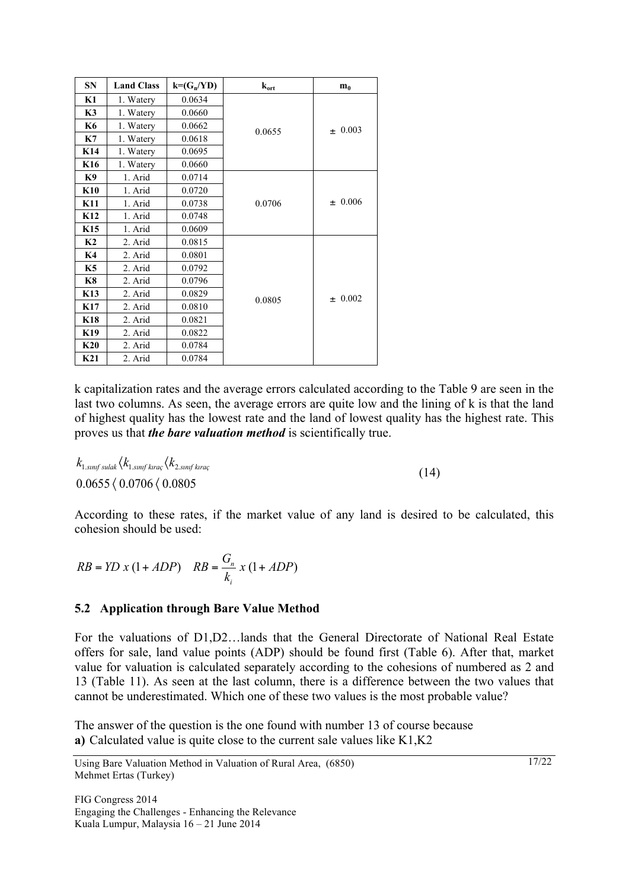| SN | Land Class | $k=(G_n/YD)$ | $k_{ort}$ | $m_0$ |
|---|---|---|---|---|
| **K1** | 1. Watery | 0.0634 | 0.0655 | ± 0.003 |
| **K3** | 1. Watery | 0.0660 | | |
| **K6** | 1. Watery | 0.0662 | | |
| **K7** | 1. Watery | 0.0618 | | |
| **K14** | 1. Watery | 0.0695 | | |
| **K16** | 1. Watery | 0.0660 | | |
| **K9** | 1. Arid | 0.0714 | 0.0706 | ± 0.006 |
| **K10** | 1. Arid | 0.0720 | | |
| **K11** | 1. Arid | 0.0738 | | |
| **K12** | 1. Arid | 0.0748 | | |
| **K15** | 1. Arid | 0.0609 | | |
| **K2** | 2. Arid | 0.0815 | 0.0805 | ± 0.002 |
| **K4** | 2. Arid | 0.0801 | | |
| **K5** | 2. Arid | 0.0792 | | |
| **K8** | 2. Arid | 0.0796 | | |
| **K13** | 2. Arid | 0.0829 | | |
| **K17** | 2. Arid | 0.0810 | | |
| **K18** | 2. Arid | 0.0821 | | |
| **K19** | 2. Arid | 0.0822 | | |
| **K20** | 2. Arid | 0.0784 | | |
| **K21** | 2. Arid | 0.0784 | | |

k capitalization rates and the average errors calculated according to the Table 9 are seen in the last two columns. As seen, the average errors are quite low and the lining of k is that the land of highest quality has the lowest rate and the land of lowest quality has the highest rate. This proves us that ***the bare valuation method*** is scientifically true.

$$
\begin{aligned}
&k_{1.sınıf\ sulak} \langle k_{1.sınıf\ kıraç} \langle k_{2.sınıf\ kıraç} \\
&0.0655 \langle 0.0706 \langle 0.0805
\end{aligned}
\tag{14}
$$

According to these rates, if the market value of any land is desired to be calculated, this cohesion should be used:

$$
RB = YD \ x \ (1 + ADP) \quad RB = \frac{G_n}{k_i} \ x \ (1 + ADP)
$$

## 5.2 Application through Bare Value Method

For the valuations of D1,D2…lands that the General Directorate of National Real Estate offers for sale, land value points (ADP) should be found first (Table 6). After that, market value for valuation is calculated separately according to the cohesions of numbered as 2 and 13 (Table 11). As seen at the last column, there is a difference between the two values that cannot be underestimated. Which one of these two values is the most probable value?

The answer of the question is the one found with number 13 of course because

**a)** Calculated value is quite close to the current sale values like K1,K2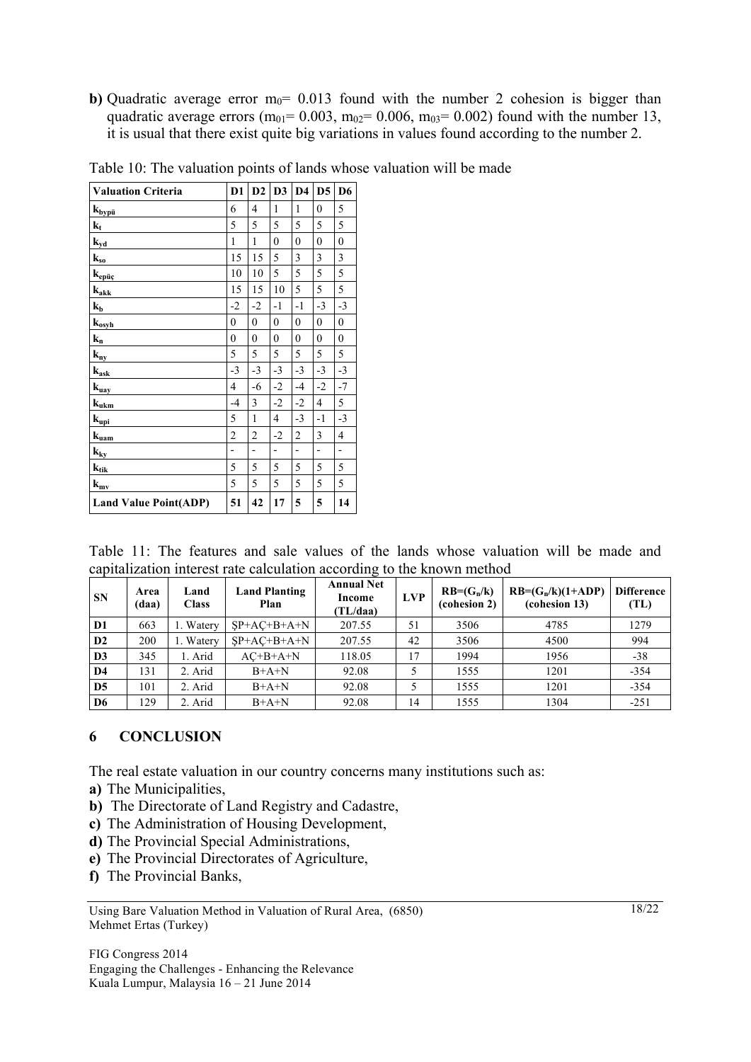**b)** Quadratic average error $m_0$= 0.013 found with the number 2 cohesion is bigger than quadratic average errors ($m_{01}$= 0.003, $m_{02}$= 0.006, $m_{03}$= 0.002) found with the number 13, it is usual that there exist quite big variations in values found according to the number 2.

Table 10: The valuation points of lands whose valuation will be made

| Valuation Criteria | D1 | D2 | D3 | D4 | D5 | D6 |
|---|---|---|---|---|---|---|
| $k_{bypü}$ | 6 | 4 | 1 | 1 | 0 | 5 |
| $k_t$ | 5 | 5 | 5 | 5 | 5 | 5 |
| $k_{yd}$ | 1 | 1 | 0 | 0 | 0 | 0 |
| $k_{so}$ | 15 | 15 | 5 | 3 | 3 | 3 |
| $k_{epüç}$ | 10 | 10 | 5 | 5 | 5 | 5 |
| $k_{akk}$ | 15 | 15 | 10 | 5 | 5 | 5 |
| $k_b$ | -2 | -2 | -1 | -1 | -3 | -3 |
| $k_{osyh}$ | 0 | 0 | 0 | 0 | 0 | 0 |
| $k_n$ | 0 | 0 | 0 | 0 | 0 | 0 |
| $k_{ny}$ | 5 | 5 | 5 | 5 | 5 | 5 |
| $k_{ask}$ | -3 | -3 | -3 | -3 | -3 | -3 |
| $k_{uay}$ | 4 | -6 | -2 | -4 | -2 | -7 |
| $k_{ukm}$ | -4 | 3 | -2 | -2 | 4 | 5 |
| $k_{upi}$ | 5 | 1 | 4 | -3 | -1 | -3 |
| $k_{uam}$ | 2 | 2 | -2 | 2 | 3 | 4 |
| $k_{ky}$ | - | - | - | - | - | - |
| $k_{tik}$ | 5 | 5 | 5 | 5 | 5 | 5 |
| $k_{mv}$ | 5 | 5 | 5 | 5 | 5 | 5 |
| **Land Value Point(ADP)** | **51** | **42** | **17** | **5** | **5** | **14** |

Table 11: The features and sale values of the lands whose valuation will be made and capitalization interest rate calculation according to the known method

| SN | Area (daa) | Land Class | Land Planting Plan | Annual Net Income (TL/daa) | LVP | $RB=(G_n/k)$ (cohesion 2) | $RB=(G_n/k)(1+ADP)$ (cohesion 13) | Difference (TL) |
|---|---|---|---|---|---|---|---|---|
| D1 | 663 | 1. Watery | ŞP+AÇ+B+A+N | 207.55 | 51 | 3506 | 4785 | 1279 |
| D2 | 200 | 1. Watery | ŞP+AÇ+B+A+N | 207.55 | 42 | 3506 | 4500 | 994 |
| D3 | 345 | 1. Arid | AÇ+B+A+N | 118.05 | 17 | 1994 | 1956 | -38 |
| D4 | 131 | 2. Arid | B+A+N | 92.08 | 5 | 1555 | 1201 | -354 |
| D5 | 101 | 2. Arid | B+A+N | 92.08 | 5 | 1555 | 1201 | -354 |
| D6 | 129 | 2. Arid | B+A+N | 92.08 | 14 | 1555 | 1304 | -251 |

## 6 CONCLUSION

The real estate valuation in our country concerns many institutions such as:

**a)** The Municipalities,
**b)** The Directorate of Land Registry and Cadastre,
**c)** The Administration of Housing Development,
**d)** The Provincial Special Administrations,
**e)** The Provincial Directorates of Agriculture,
**f)** The Provincial Banks,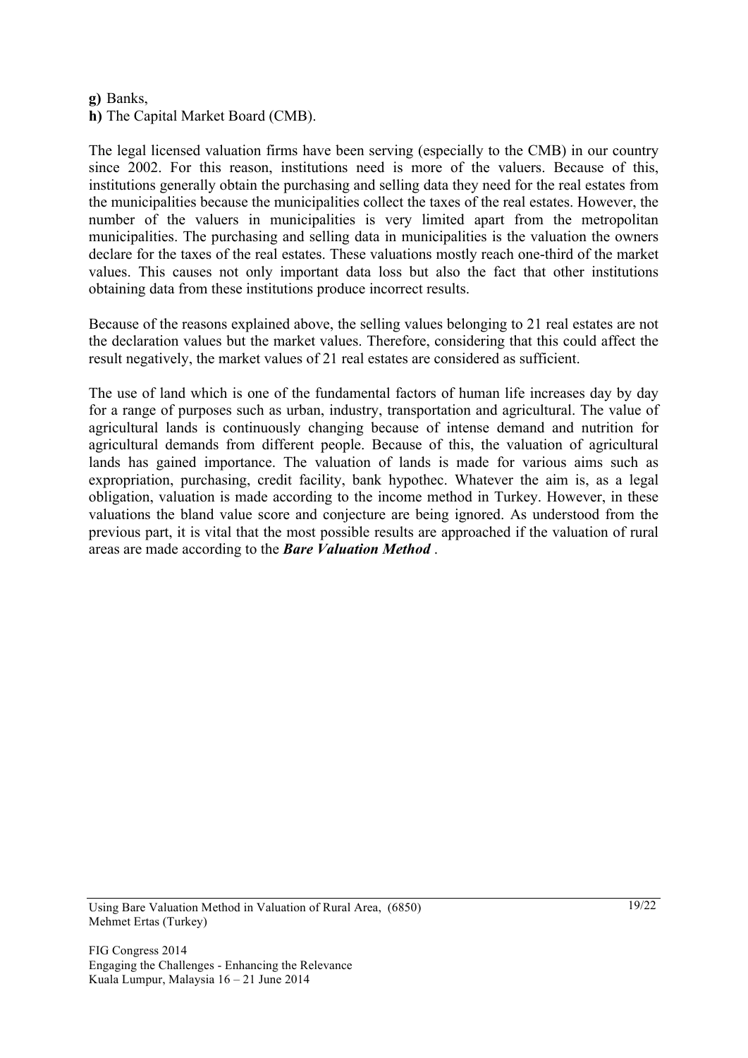**g)** Banks,
**h)** The Capital Market Board (CMB).

The legal licensed valuation firms have been serving (especially to the CMB) in our country since 2002. For this reason, institutions need is more of the valuers. Because of this, institutions generally obtain the purchasing and selling data they need for the real estates from the municipalities because the municipalities collect the taxes of the real estates. However, the number of the valuers in municipalities is very limited apart from the metropolitan municipalities. The purchasing and selling data in municipalities is the valuation the owners declare for the taxes of the real estates. These valuations mostly reach one-third of the market values. This causes not only important data loss but also the fact that other institutions obtaining data from these institutions produce incorrect results.

Because of the reasons explained above, the selling values belonging to 21 real estates are not the declaration values but the market values. Therefore, considering that this could affect the result negatively, the market values of 21 real estates are considered as sufficient.

The use of land which is one of the fundamental factors of human life increases day by day for a range of purposes such as urban, industry, transportation and agricultural. The value of agricultural lands is continuously changing because of intense demand and nutrition for agricultural demands from different people. Because of this, the valuation of agricultural lands has gained importance. The valuation of lands is made for various aims such as expropriation, purchasing, credit facility, bank hypothec. Whatever the aim is, as a legal obligation, valuation is made according to the income method in Turkey. However, in these valuations the bland value score and conjecture are being ignored. As understood from the previous part, it is vital that the most possible results are approached if the valuation of rural areas are made according to the ***Bare Valuation Method*** .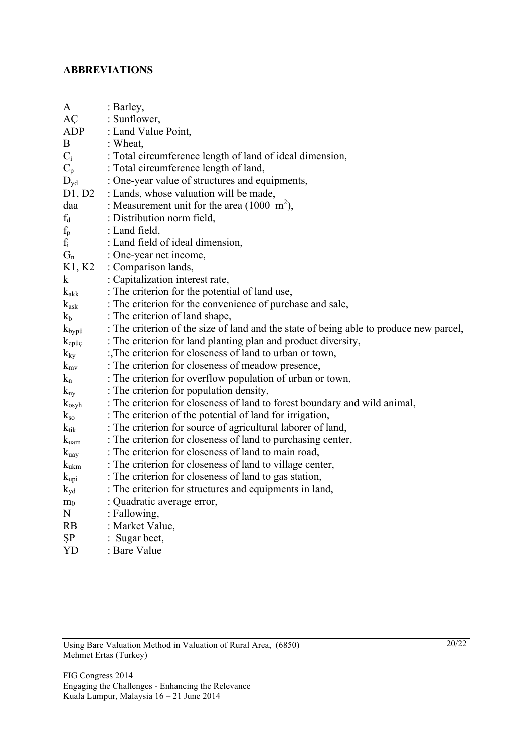## ABBREVIATIONS

A : Barley,
AÇ : Sunflower,
ADP : Land Value Point,
B : Wheat,
$C_i$ : Total circumference length of land of ideal dimension,
$C_p$ : Total circumference length of land,
$D_{yd}$ : One-year value of structures and equipments,
D1, D2 : Lands, whose valuation will be made,
daa : Measurement unit for the area (1000 $m^2$),
$f_d$ : Distribution norm field,
$f_p$ : Land field,
$f_i$ : Land field of ideal dimension,
$G_n$ : One-year net income,
K1, K2 : Comparison lands,
k : Capitalization interest rate,
$k_{akk}$ : The criterion for the potential of land use,
$k_{ask}$ : The criterion for the convenience of purchase and sale,
$k_b$ : The criterion of land shape,
$k_{bypü}$ : The criterion of the size of land and the state of being able to produce new parcel,
$k_{epüç}$ : The criterion for land planting plan and product diversity,
$k_{ky}$ :,The criterion for closeness of land to urban or town,
$k_{mv}$ : The criterion for closeness of meadow presence,
$k_n$ : The criterion for overflow population of urban or town,
$k_{ny}$ : The criterion for population density,
$k_{osyh}$ : The criterion for closeness of land to forest boundary and wild animal,
$k_{so}$ : The criterion of the potential of land for irrigation,
$k_{tik}$ : The criterion for source of agricultural laborer of land,
$k_{uam}$ : The criterion for closeness of land to purchasing center,
$k_{uay}$ : The criterion for closeness of land to main road,
$k_{ukm}$ : The criterion for closeness of land to village center,
$k_{upi}$ : The criterion for closeness of land to gas station,
$k_{yd}$ : The criterion for structures and equipments in land,
$m_0$ : Quadratic average error,
N : Fallowing,
RB : Market Value,
ŞP : Sugar beet,
YD : Bare Value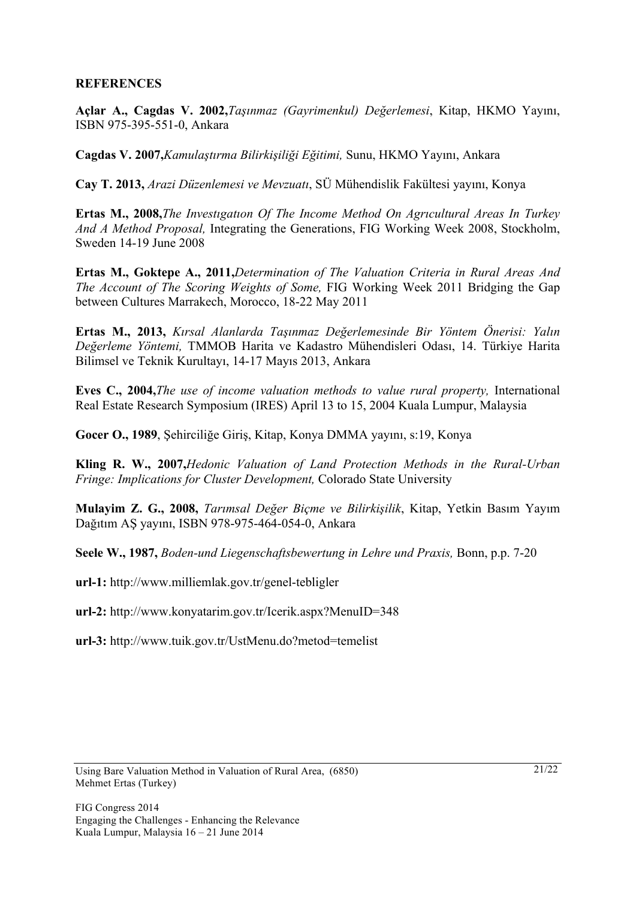**REFERENCES**

**Açlar A., Cagdas V. 2002,***Taşınmaz (Gayrimenkul) Değerlemesi*, Kitap, HKMO Yayını, ISBN 975-395-551-0, Ankara

**Cagdas V. 2007,***Kamulaştırma Bilirkişiliği Eğitimi,* Sunu, HKMO Yayını, Ankara

**Cay T. 2013,** *Arazi Düzenlemesi ve Mevzuatı*, SÜ Mühendislik Fakültesi yayını, Konya

**Ertas M., 2008,***The Investıgatıon Of The Income Method On Agrıcultural Areas In Turkey And A Method Proposal,* Integrating the Generations, FIG Working Week 2008, Stockholm, Sweden 14-19 June 2008

**Ertas M., Goktepe A., 2011,***Determination of The Valuation Criteria in Rural Areas And The Account of The Scoring Weights of Some,* FIG Working Week 2011 Bridging the Gap between Cultures Marrakech, Morocco, 18-22 May 2011

**Ertas M., 2013,** *Kırsal Alanlarda Taşınmaz Değerlemesinde Bir Yöntem Önerisi: Yalın Değerleme Yöntemi,* TMMOB Harita ve Kadastro Mühendisleri Odası, 14. Türkiye Harita Bilimsel ve Teknik Kurultayı, 14-17 Mayıs 2013, Ankara

**Eves C., 2004,***The use of income valuation methods to value rural property,* International Real Estate Research Symposium (IRES) April 13 to 15, 2004 Kuala Lumpur, Malaysia

**Gocer O., 1989**, Şehirciliğe Giriş, Kitap, Konya DMMA yayını, s:19, Konya

**Kling R. W., 2007,***Hedonic Valuation of Land Protection Methods in the Rural-Urban Fringe: Implications for Cluster Development,* Colorado State University

**Mulayim Z. G., 2008,** *Tarımsal Değer Biçme ve Bilirkişilik*, Kitap, Yetkin Basım Yayım Dağıtım AŞ yayını, ISBN 978-975-464-054-0, Ankara

**Seele W., 1987,** *Boden-und Liegenschaftsbewertung in Lehre und Praxis,* Bonn, p.p. 7-20

**url-1:** http://www.milliemlak.gov.tr/genel-tebligler

**url-2:** http://www.konyatarim.gov.tr/Icerik.aspx?MenuID=348

**url-3:** http://www.tuik.gov.tr/UstMenu.do?metod=temelist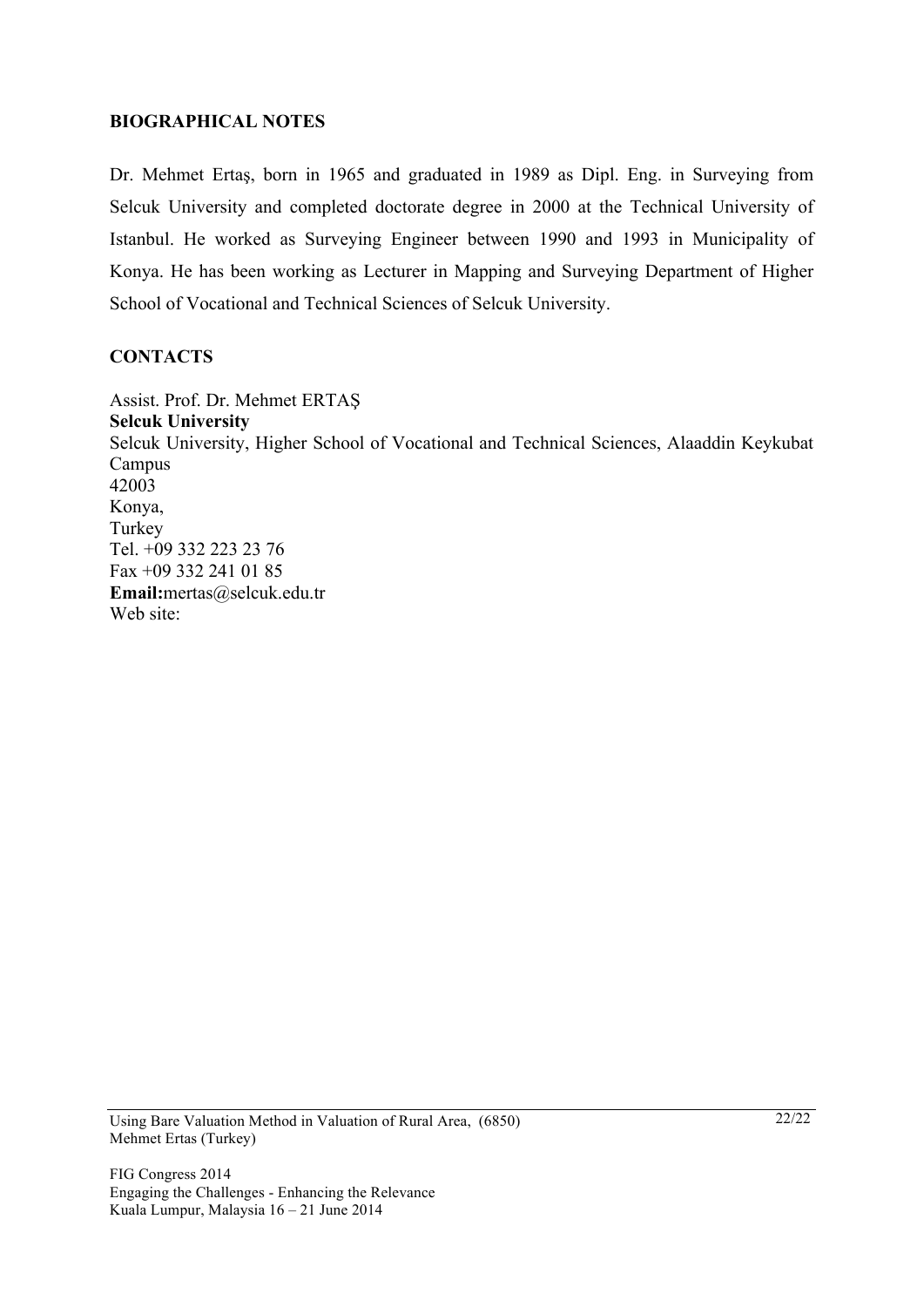## BIOGRAPHICAL NOTES

Dr. Mehmet Ertaş, born in 1965 and graduated in 1989 as Dipl. Eng. in Surveying from Selcuk University and completed doctorate degree in 2000 at the Technical University of Istanbul. He worked as Surveying Engineer between 1990 and 1993 in Municipality of Konya. He has been working as Lecturer in Mapping and Surveying Department of Higher School of Vocational and Technical Sciences of Selcuk University.

## CONTACTS

Assist. Prof. Dr. Mehmet ERTAŞ
**Selcuk University**
Selcuk University, Higher School of Vocational and Technical Sciences, Alaaddin Keykubat Campus
42003
Konya,
Turkey
Tel. +09 332 223 23 76
Fax +09 332 241 01 85
**Email:**mertas@selcuk.edu.tr
Web site: